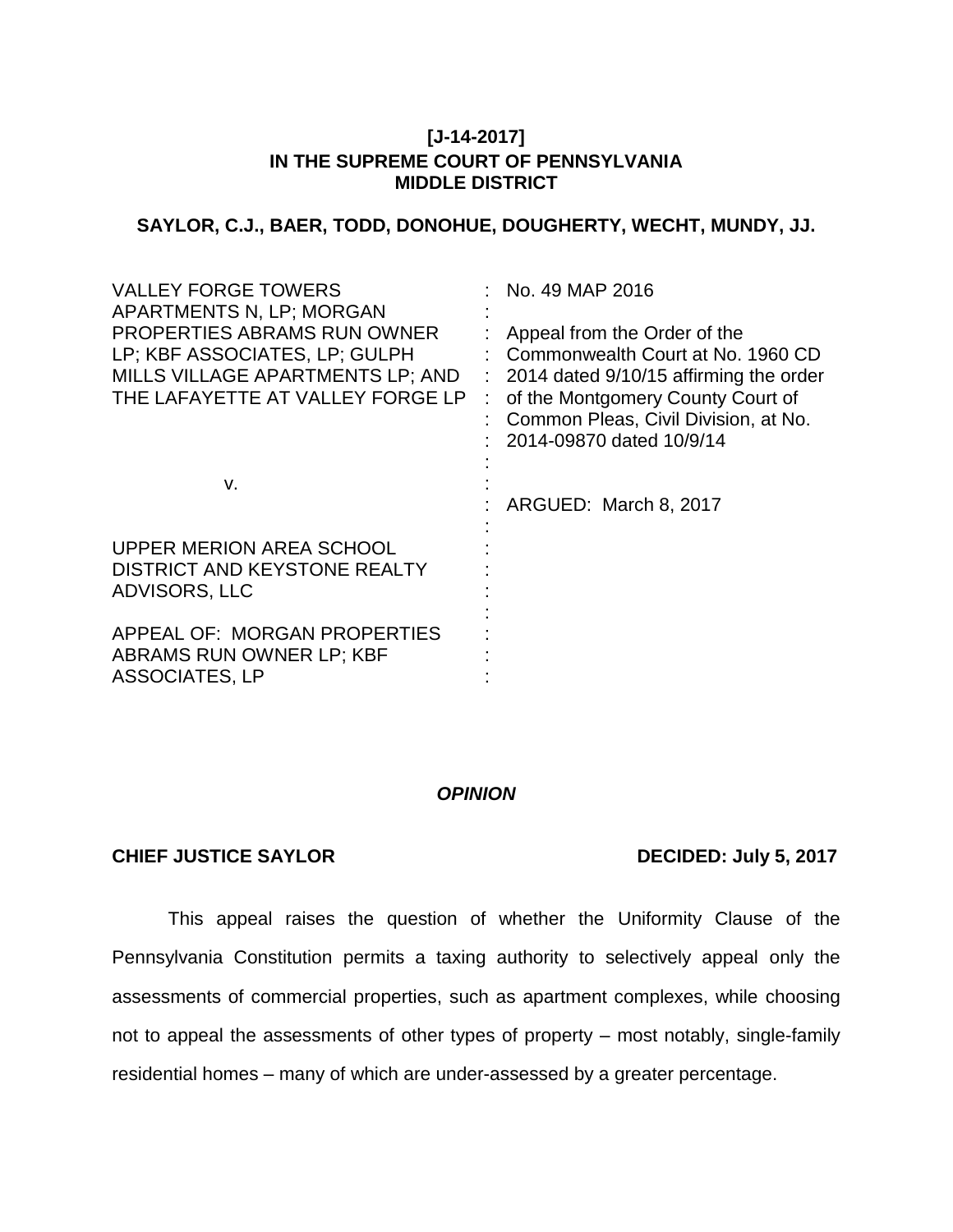**[J-14-2017]**
**IN THE SUPREME COURT OF PENNSYLVANIA**
**MIDDLE DISTRICT**

**SAYLOR, C.J., BAER, TODD, DONOHUE, DOUGHERTY, WECHT, MUNDY, JJ.**

| | |
|---|---|
| VALLEY FORGE TOWERS APARTMENTS N, LP; MORGAN PROPERTIES ABRAMS RUN OWNER LP; KBF ASSOCIATES, LP; GULPH MILLS VILLAGE APARTMENTS LP; AND THE LAFAYETTE AT VALLEY FORGE LP | No. 49 MAP 2016<br><br>Appeal from the Order of the Commonwealth Court at No. 1960 CD 2014 dated 9/10/15 affirming the order of the Montgomery County Court of Common Pleas, Civil Division, at No. 2014-09870 dated 10/9/14 |
| v. | ARGUED: March 8, 2017 |
| UPPER MERION AREA SCHOOL DISTRICT AND KEYSTONE REALTY ADVISORS, LLC | |
| APPEAL OF: MORGAN PROPERTIES ABRAMS RUN OWNER LP; KBF ASSOCIATES, LP | |

***OPINION***

**CHIEF JUSTICE SAYLOR** **DECIDED: July 5, 2017**

This appeal raises the question of whether the Uniformity Clause of the Pennsylvania Constitution permits a taxing authority to selectively appeal only the assessments of commercial properties, such as apartment complexes, while choosing not to appeal the assessments of other types of property – most notably, single-family residential homes – many of which are under-assessed by a greater percentage.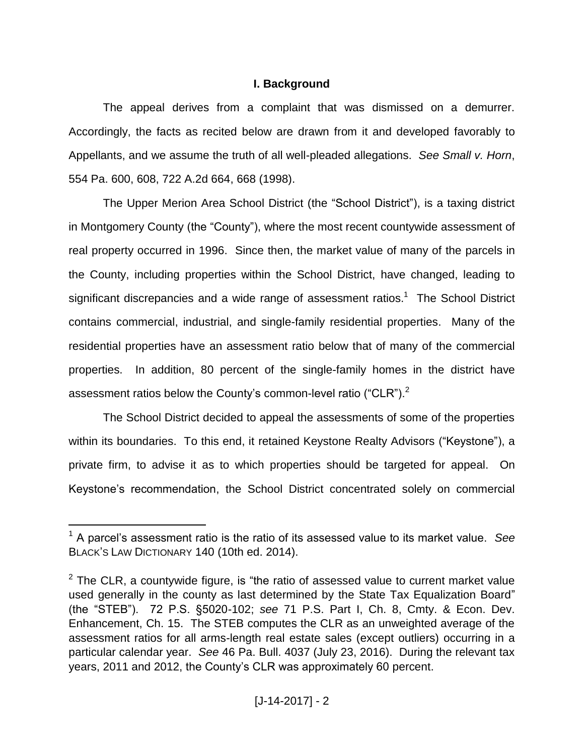## I. Background

The appeal derives from a complaint that was dismissed on a demurrer. Accordingly, the facts as recited below are drawn from it and developed favorably to Appellants, and we assume the truth of all well-pleaded allegations. *See Small v. Horn*, 554 Pa. 600, 608, 722 A.2d 664, 668 (1998).

The Upper Merion Area School District (the "School District"), is a taxing district in Montgomery County (the "County"), where the most recent countywide assessment of real property occurred in 1996. Since then, the market value of many of the parcels in the County, including properties within the School District, have changed, leading to significant discrepancies and a wide range of assessment ratios.[1] The School District contains commercial, industrial, and single-family residential properties. Many of the residential properties have an assessment ratio below that of many of the commercial properties. In addition, 80 percent of the single-family homes in the district have assessment ratios below the County's common-level ratio ("CLR").[2]

The School District decided to appeal the assessments of some of the properties within its boundaries. To this end, it retained Keystone Realty Advisors ("Keystone"), a private firm, to advise it as to which properties should be targeted for appeal. On Keystone's recommendation, the School District concentrated solely on commercial

---

[1] A parcel's assessment ratio is the ratio of its assessed value to its market value. *See* BLACK'S LAW DICTIONARY 140 (10th ed. 2014).

[2] The CLR, a countywide figure, is "the ratio of assessed value to current market value used generally in the county as last determined by the State Tax Equalization Board" (the "STEB"). 72 P.S. §5020-102; *see* 71 P.S. Part I, Ch. 8, Cmty. & Econ. Dev. Enhancement, Ch. 15. The STEB computes the CLR as an unweighted average of the assessment ratios for all arms-length real estate sales (except outliers) occurring in a particular calendar year. *See* 46 Pa. Bull. 4037 (July 23, 2016). During the relevant tax years, 2011 and 2012, the County's CLR was approximately 60 percent.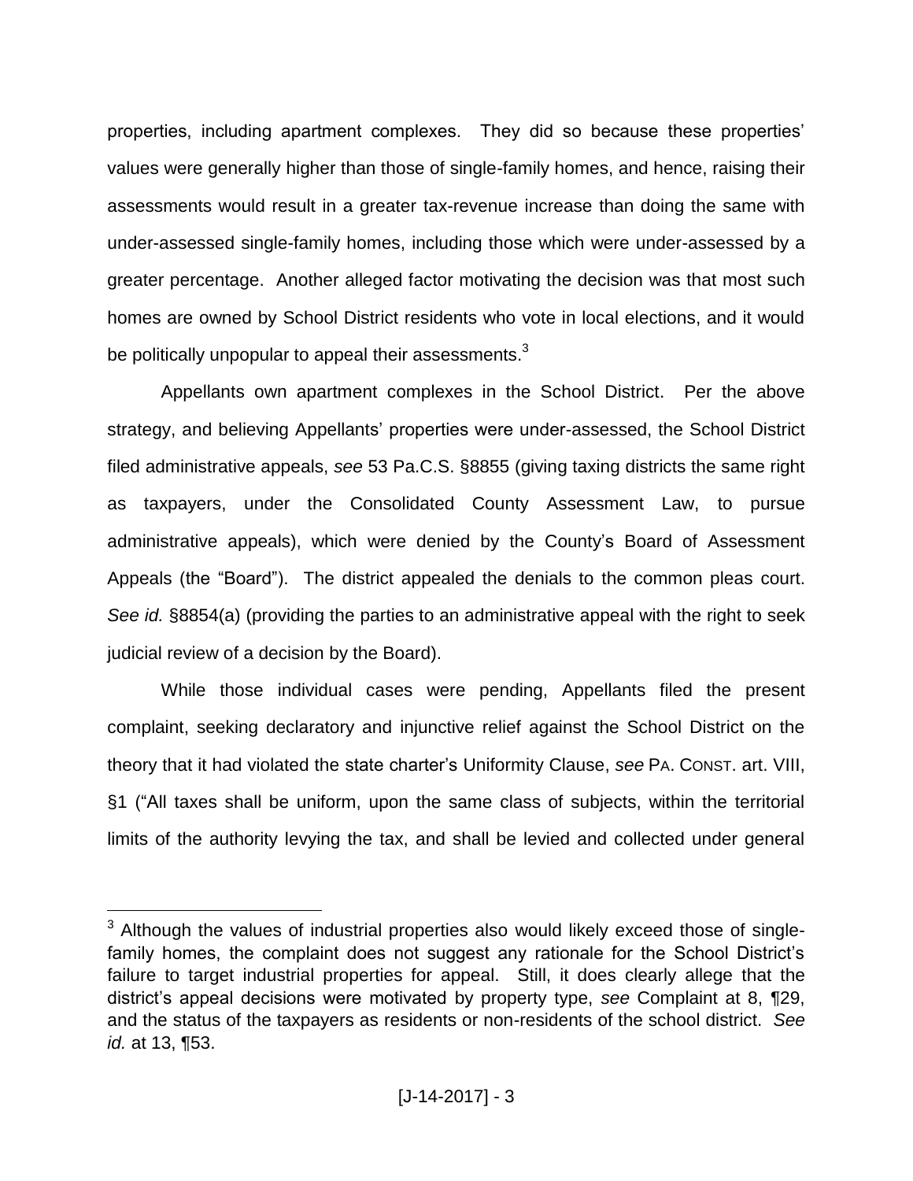properties, including apartment complexes. They did so because these properties' values were generally higher than those of single-family homes, and hence, raising their assessments would result in a greater tax-revenue increase than doing the same with under-assessed single-family homes, including those which were under-assessed by a greater percentage. Another alleged factor motivating the decision was that most such homes are owned by School District residents who vote in local elections, and it would be politically unpopular to appeal their assessments.[3]

Appellants own apartment complexes in the School District. Per the above strategy, and believing Appellants' properties were under-assessed, the School District filed administrative appeals, *see* 53 Pa.C.S. §8855 (giving taxing districts the same right as taxpayers, under the Consolidated County Assessment Law, to pursue administrative appeals), which were denied by the County's Board of Assessment Appeals (the "Board"). The district appealed the denials to the common pleas court. *See id.* §8854(a) (providing the parties to an administrative appeal with the right to seek judicial review of a decision by the Board).

While those individual cases were pending, Appellants filed the present complaint, seeking declaratory and injunctive relief against the School District on the theory that it had violated the state charter's Uniformity Clause, *see* PA. CONST. art. VIII, §1 ("All taxes shall be uniform, upon the same class of subjects, within the territorial limits of the authority levying the tax, and shall be levied and collected under general

[3] Although the values of industrial properties also would likely exceed those of single-family homes, the complaint does not suggest any rationale for the School District's failure to target industrial properties for appeal. Still, it does clearly allege that the district's appeal decisions were motivated by property type, *see* Complaint at 8, ¶29, and the status of the taxpayers as residents or non-residents of the school district. *See id.* at 13, ¶53.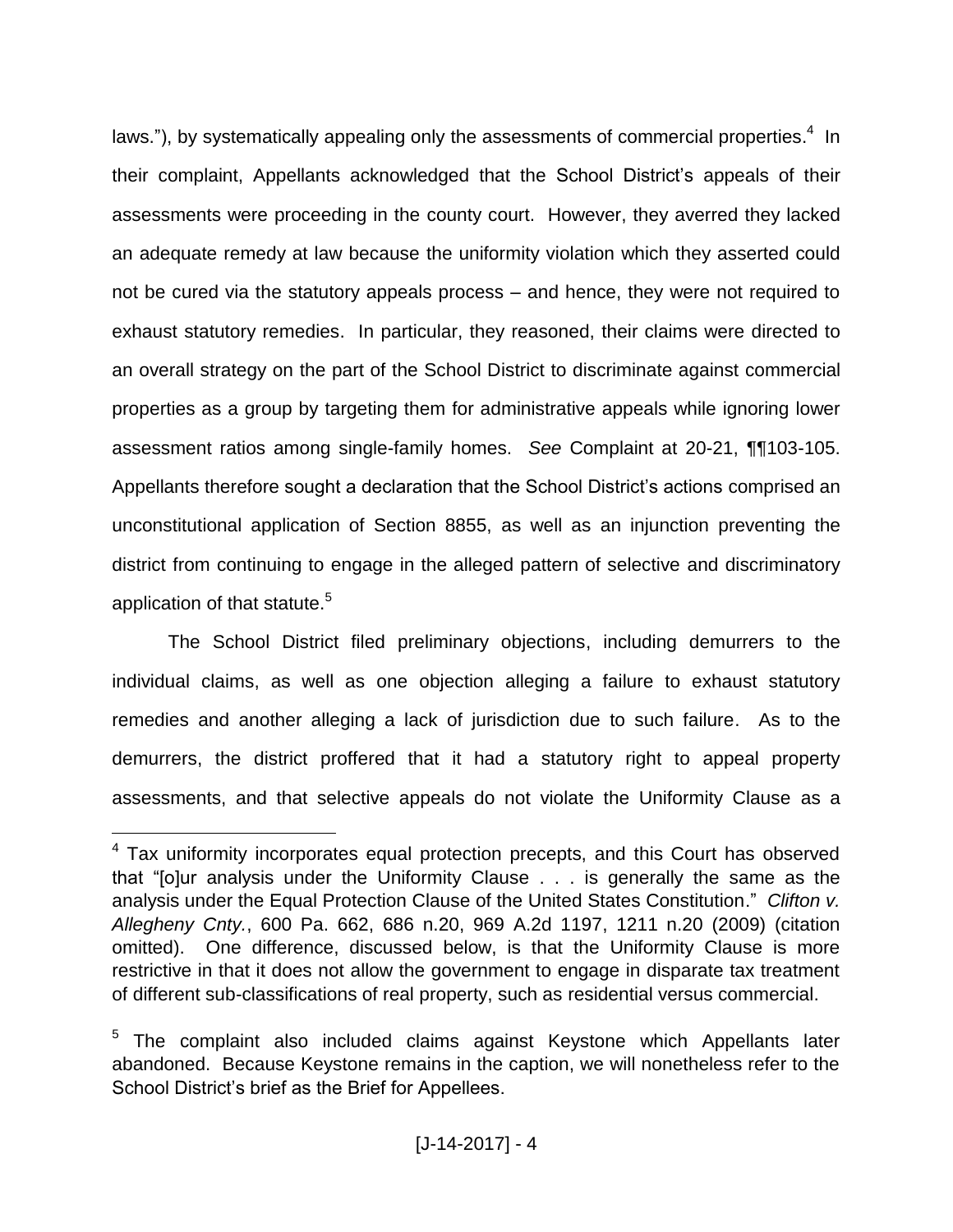laws."), by systematically appealing only the assessments of commercial properties.[4] In their complaint, Appellants acknowledged that the School District's appeals of their assessments were proceeding in the county court. However, they averred they lacked an adequate remedy at law because the uniformity violation which they asserted could not be cured via the statutory appeals process – and hence, they were not required to exhaust statutory remedies. In particular, they reasoned, their claims were directed to an overall strategy on the part of the School District to discriminate against commercial properties as a group by targeting them for administrative appeals while ignoring lower assessment ratios among single-family homes. *See* Complaint at 20-21, ¶¶103-105. Appellants therefore sought a declaration that the School District's actions comprised an unconstitutional application of Section 8855, as well as an injunction preventing the district from continuing to engage in the alleged pattern of selective and discriminatory application of that statute.[5]

The School District filed preliminary objections, including demurrers to the individual claims, as well as one objection alleging a failure to exhaust statutory remedies and another alleging a lack of jurisdiction due to such failure. As to the demurrers, the district proffered that it had a statutory right to appeal property assessments, and that selective appeals do not violate the Uniformity Clause as a

---

[4] Tax uniformity incorporates equal protection precepts, and this Court has observed that "[o]ur analysis under the Uniformity Clause . . . is generally the same as the analysis under the Equal Protection Clause of the United States Constitution." *Clifton v. Allegheny Cnty.*, 600 Pa. 662, 686 n.20, 969 A.2d 1197, 1211 n.20 (2009) (citation omitted). One difference, discussed below, is that the Uniformity Clause is more restrictive in that it does not allow the government to engage in disparate tax treatment of different sub-classifications of real property, such as residential versus commercial.

[5] The complaint also included claims against Keystone which Appellants later abandoned. Because Keystone remains in the caption, we will nonetheless refer to the School District's brief as the Brief for Appellees.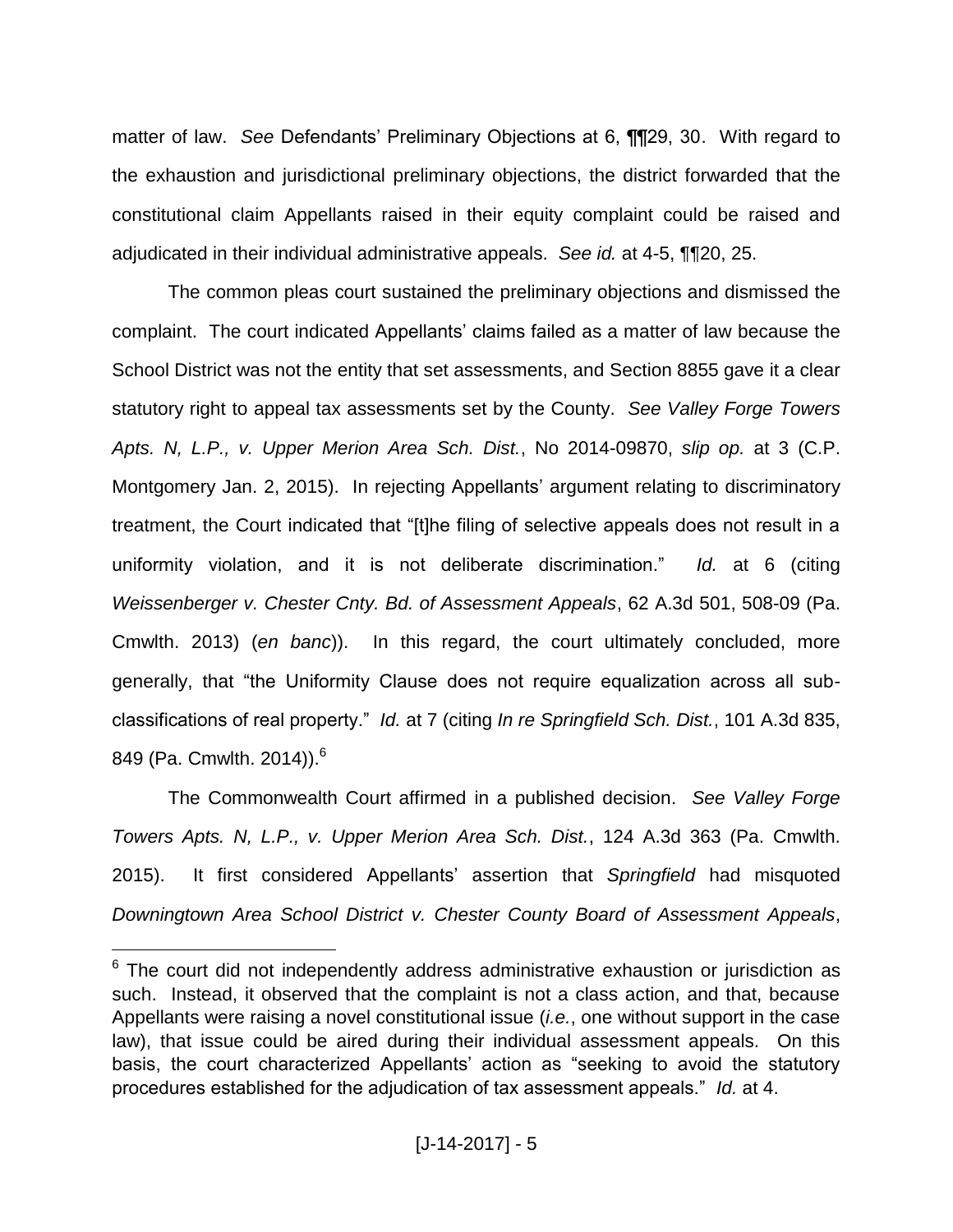matter of law. *See* Defendants' Preliminary Objections at 6, ¶¶29, 30. With regard to the exhaustion and jurisdictional preliminary objections, the district forwarded that the constitutional claim Appellants raised in their equity complaint could be raised and adjudicated in their individual administrative appeals. *See id.* at 4-5, ¶¶20, 25.

The common pleas court sustained the preliminary objections and dismissed the complaint. The court indicated Appellants' claims failed as a matter of law because the School District was not the entity that set assessments, and Section 8855 gave it a clear statutory right to appeal tax assessments set by the County. *See Valley Forge Towers Apts. N, L.P., v. Upper Merion Area Sch. Dist.*, No 2014-09870, *slip op.* at 3 (C.P. Montgomery Jan. 2, 2015). In rejecting Appellants' argument relating to discriminatory treatment, the Court indicated that "[t]he filing of selective appeals does not result in a uniformity violation, and it is not deliberate discrimination." *Id.* at 6 (citing *Weissenberger v. Chester Cnty. Bd. of Assessment Appeals*, 62 A.3d 501, 508-09 (Pa. Cmwlth. 2013) (*en banc*)). In this regard, the court ultimately concluded, more generally, that "the Uniformity Clause does not require equalization across all sub-classifications of real property." *Id.* at 7 (citing *In re Springfield Sch. Dist.*, 101 A.3d 835, 849 (Pa. Cmwlth. 2014)).[6]

The Commonwealth Court affirmed in a published decision. *See Valley Forge Towers Apts. N, L.P., v. Upper Merion Area Sch. Dist.*, 124 A.3d 363 (Pa. Cmwlth. 2015). It first considered Appellants' assertion that *Springfield* had misquoted *Downingtown Area School District v. Chester County Board of Assessment Appeals*,

---

[6] The court did not independently address administrative exhaustion or jurisdiction as such. Instead, it observed that the complaint is not a class action, and that, because Appellants were raising a novel constitutional issue (*i.e.*, one without support in the case law), that issue could be aired during their individual assessment appeals. On this basis, the court characterized Appellants' action as "seeking to avoid the statutory procedures established for the adjudication of tax assessment appeals." *Id.* at 4.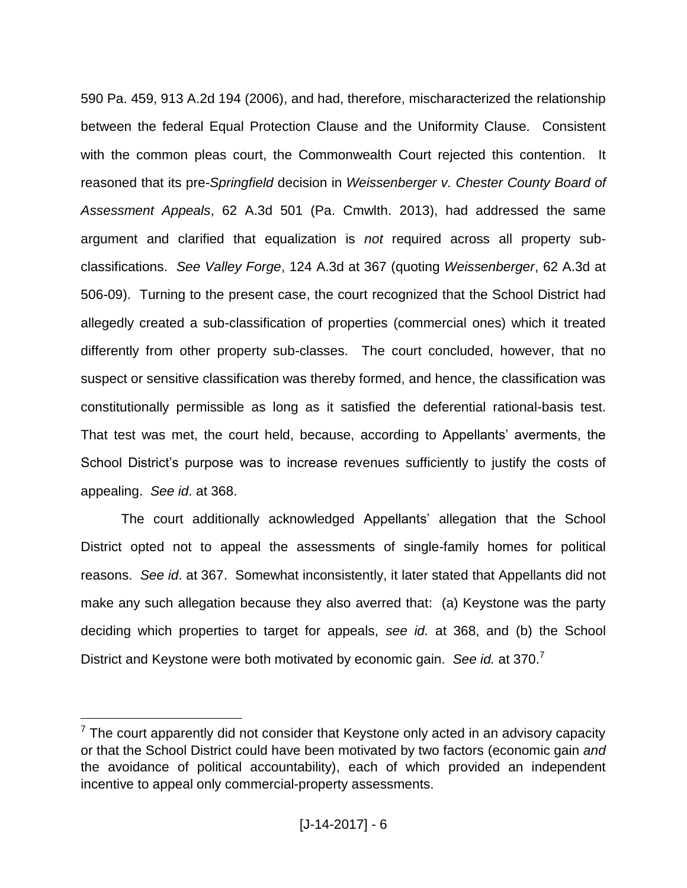590 Pa. 459, 913 A.2d 194 (2006), and had, therefore, mischaracterized the relationship between the federal Equal Protection Clause and the Uniformity Clause. Consistent with the common pleas court, the Commonwealth Court rejected this contention. It reasoned that its pre-*Springfield* decision in *Weissenberger v. Chester County Board of Assessment Appeals*, 62 A.3d 501 (Pa. Cmwlth. 2013), had addressed the same argument and clarified that equalization is *not* required across all property sub-classifications. *See Valley Forge*, 124 A.3d at 367 (quoting *Weissenberger*, 62 A.3d at 506-09). Turning to the present case, the court recognized that the School District had allegedly created a sub-classification of properties (commercial ones) which it treated differently from other property sub-classes. The court concluded, however, that no suspect or sensitive classification was thereby formed, and hence, the classification was constitutionally permissible as long as it satisfied the deferential rational-basis test. That test was met, the court held, because, according to Appellants' averments, the School District's purpose was to increase revenues sufficiently to justify the costs of appealing. *See id*. at 368.

The court additionally acknowledged Appellants' allegation that the School District opted not to appeal the assessments of single-family homes for political reasons. *See id*. at 367. Somewhat inconsistently, it later stated that Appellants did not make any such allegation because they also averred that: (a) Keystone was the party deciding which properties to target for appeals, *see id.* at 368, and (b) the School District and Keystone were both motivated by economic gain. *See id.* at 370.[7]

[7] The court apparently did not consider that Keystone only acted in an advisory capacity or that the School District could have been motivated by two factors (economic gain *and* the avoidance of political accountability), each of which provided an independent incentive to appeal only commercial-property assessments.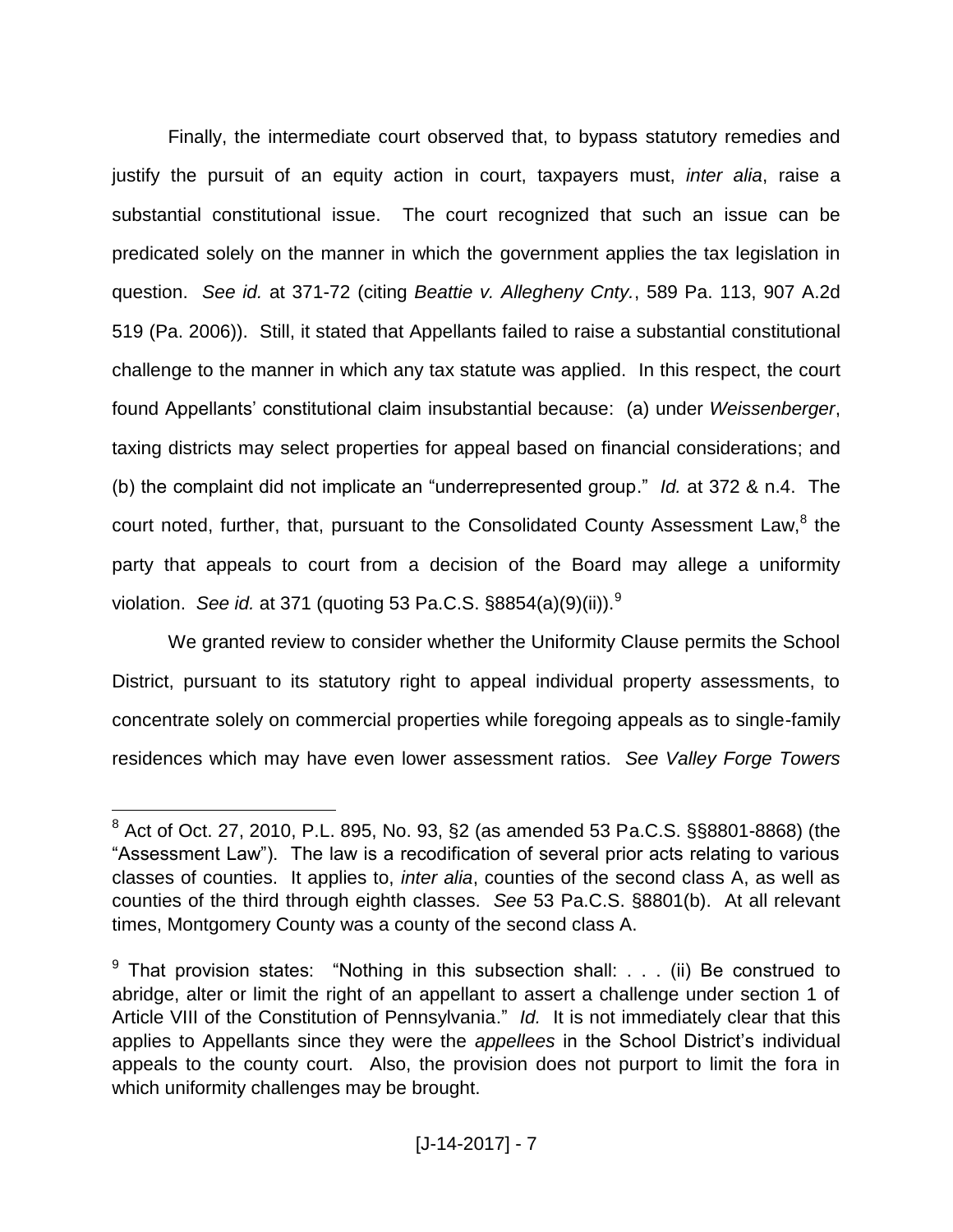Finally, the intermediate court observed that, to bypass statutory remedies and justify the pursuit of an equity action in court, taxpayers must, *inter alia*, raise a substantial constitutional issue. The court recognized that such an issue can be predicated solely on the manner in which the government applies the tax legislation in question. *See id.* at 371-72 (citing *Beattie v. Allegheny Cnty.*, 589 Pa. 113, 907 A.2d 519 (Pa. 2006)). Still, it stated that Appellants failed to raise a substantial constitutional challenge to the manner in which any tax statute was applied. In this respect, the court found Appellants' constitutional claim insubstantial because: (a) under *Weissenberger*, taxing districts may select properties for appeal based on financial considerations; and (b) the complaint did not implicate an "underrepresented group." *Id.* at 372 & n.4. The court noted, further, that, pursuant to the Consolidated County Assessment Law,[8] the party that appeals to court from a decision of the Board may allege a uniformity violation. *See id.* at 371 (quoting 53 Pa.C.S. §8854(a)(9)(ii)).[9]

We granted review to consider whether the Uniformity Clause permits the School District, pursuant to its statutory right to appeal individual property assessments, to concentrate solely on commercial properties while foregoing appeals as to single-family residences which may have even lower assessment ratios. *See Valley Forge Towers*

---

[8] Act of Oct. 27, 2010, P.L. 895, No. 93, §2 (as amended 53 Pa.C.S. §§8801-8868) (the "Assessment Law"). The law is a recodification of several prior acts relating to various classes of counties. It applies to, *inter alia*, counties of the second class A, as well as counties of the third through eighth classes. *See* 53 Pa.C.S. §8801(b). At all relevant times, Montgomery County was a county of the second class A.

[9] That provision states: "Nothing in this subsection shall: . . . (ii) Be construed to abridge, alter or limit the right of an appellant to assert a challenge under section 1 of Article VIII of the Constitution of Pennsylvania." *Id.* It is not immediately clear that this applies to Appellants since they were the *appellees* in the School District's individual appeals to the county court. Also, the provision does not purport to limit the fora in which uniformity challenges may be brought.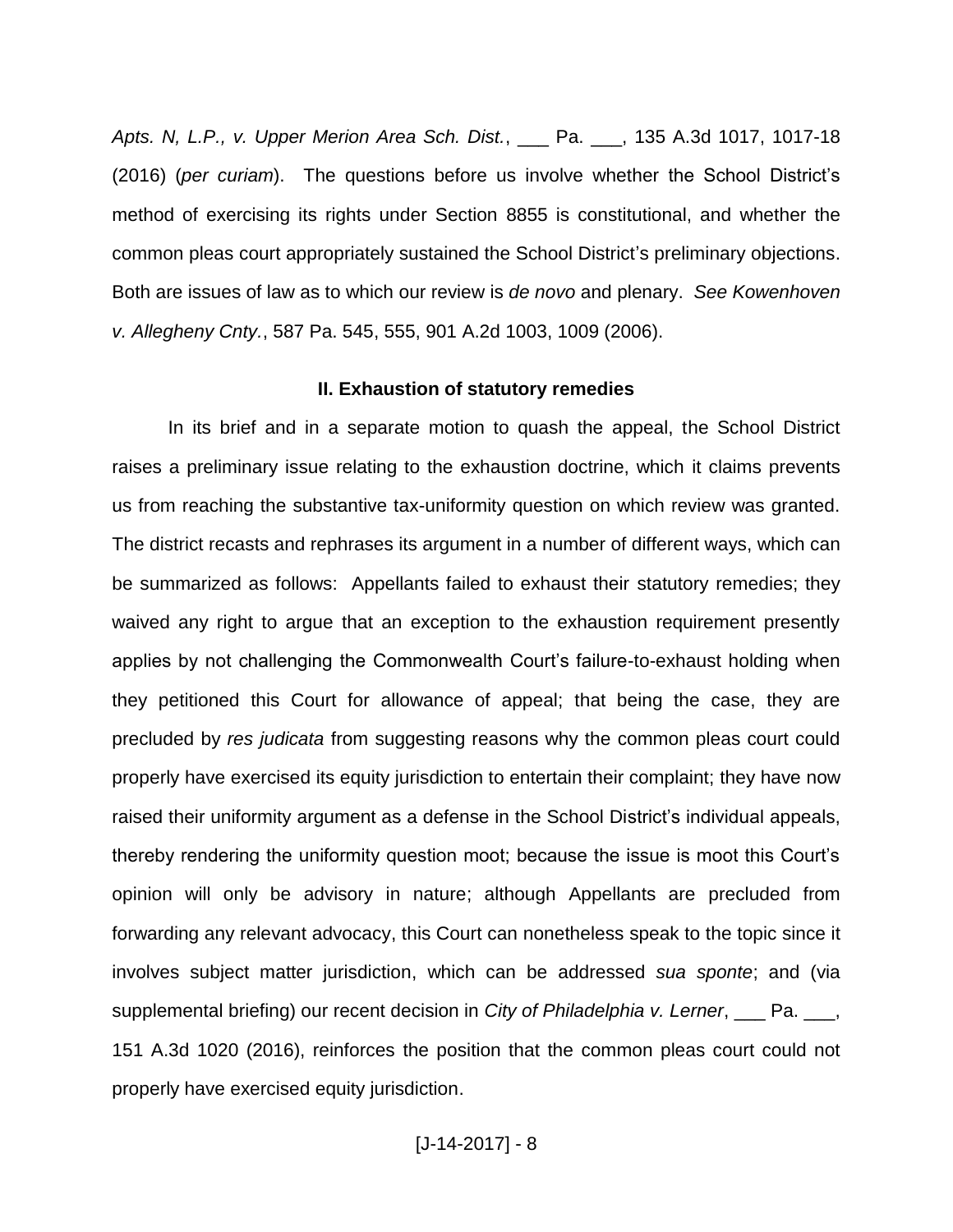*Apts. N, L.P., v. Upper Merion Area Sch. Dist.*, ___ Pa. ___, 135 A.3d 1017, 1017-18 (2016) (*per curiam*). The questions before us involve whether the School District's method of exercising its rights under Section 8855 is constitutional, and whether the common pleas court appropriately sustained the School District's preliminary objections. Both are issues of law as to which our review is *de novo* and plenary. *See Kowenhoven v. Allegheny Cnty.*, 587 Pa. 545, 555, 901 A.2d 1003, 1009 (2006).

## II. Exhaustion of statutory remedies

In its brief and in a separate motion to quash the appeal, the School District raises a preliminary issue relating to the exhaustion doctrine, which it claims prevents us from reaching the substantive tax-uniformity question on which review was granted. The district recasts and rephrases its argument in a number of different ways, which can be summarized as follows: Appellants failed to exhaust their statutory remedies; they waived any right to argue that an exception to the exhaustion requirement presently applies by not challenging the Commonwealth Court's failure-to-exhaust holding when they petitioned this Court for allowance of appeal; that being the case, they are precluded by *res judicata* from suggesting reasons why the common pleas court could properly have exercised its equity jurisdiction to entertain their complaint; they have now raised their uniformity argument as a defense in the School District's individual appeals, thereby rendering the uniformity question moot; because the issue is moot this Court's opinion will only be advisory in nature; although Appellants are precluded from forwarding any relevant advocacy, this Court can nonetheless speak to the topic since it involves subject matter jurisdiction, which can be addressed *sua sponte*; and (via supplemental briefing) our recent decision in *City of Philadelphia v. Lerner*, ___ Pa. ___, 151 A.3d 1020 (2016), reinforces the position that the common pleas court could not properly have exercised equity jurisdiction.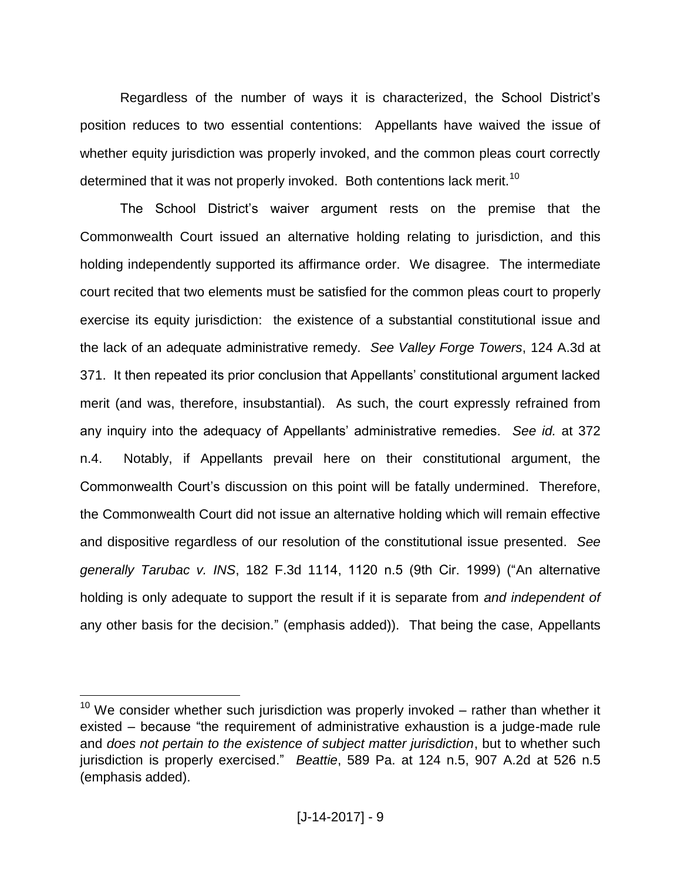Regardless of the number of ways it is characterized, the School District's position reduces to two essential contentions: Appellants have waived the issue of whether equity jurisdiction was properly invoked, and the common pleas court correctly determined that it was not properly invoked. Both contentions lack merit.[10]

The School District's waiver argument rests on the premise that the Commonwealth Court issued an alternative holding relating to jurisdiction, and this holding independently supported its affirmance order. We disagree. The intermediate court recited that two elements must be satisfied for the common pleas court to properly exercise its equity jurisdiction: the existence of a substantial constitutional issue and the lack of an adequate administrative remedy. *See Valley Forge Towers*, 124 A.3d at 371. It then repeated its prior conclusion that Appellants' constitutional argument lacked merit (and was, therefore, insubstantial). As such, the court expressly refrained from any inquiry into the adequacy of Appellants' administrative remedies. *See id.* at 372 n.4. Notably, if Appellants prevail here on their constitutional argument, the Commonwealth Court's discussion on this point will be fatally undermined. Therefore, the Commonwealth Court did not issue an alternative holding which will remain effective and dispositive regardless of our resolution of the constitutional issue presented. *See generally Tarubac v. INS*, 182 F.3d 1114, 1120 n.5 (9th Cir. 1999) ("An alternative holding is only adequate to support the result if it is separate from *and independent of* any other basis for the decision." (emphasis added)). That being the case, Appellants

---

[10] We consider whether such jurisdiction was properly invoked – rather than whether it existed – because "the requirement of administrative exhaustion is a judge-made rule and *does not pertain to the existence of subject matter jurisdiction*, but to whether such jurisdiction is properly exercised." *Beattie*, 589 Pa. at 124 n.5, 907 A.2d at 526 n.5 (emphasis added).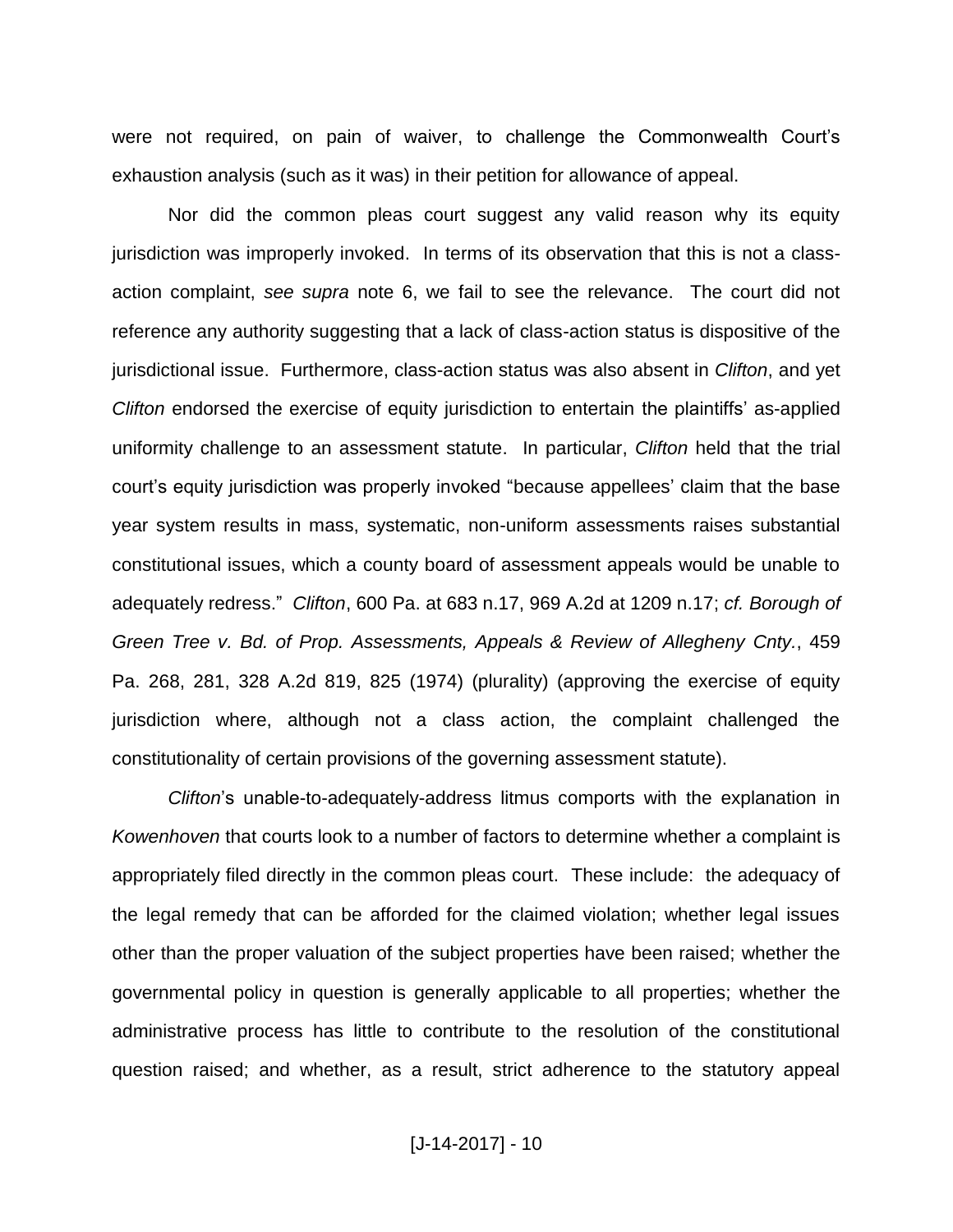were not required, on pain of waiver, to challenge the Commonwealth Court's exhaustion analysis (such as it was) in their petition for allowance of appeal.

Nor did the common pleas court suggest any valid reason why its equity jurisdiction was improperly invoked. In terms of its observation that this is not a class-action complaint, *see supra* note 6, we fail to see the relevance. The court did not reference any authority suggesting that a lack of class-action status is dispositive of the jurisdictional issue. Furthermore, class-action status was also absent in *Clifton*, and yet *Clifton* endorsed the exercise of equity jurisdiction to entertain the plaintiffs' as-applied uniformity challenge to an assessment statute. In particular, *Clifton* held that the trial court's equity jurisdiction was properly invoked "because appellees' claim that the base year system results in mass, systematic, non-uniform assessments raises substantial constitutional issues, which a county board of assessment appeals would be unable to adequately redress." *Clifton*, 600 Pa. at 683 n.17, 969 A.2d at 1209 n.17; *cf. Borough of Green Tree v. Bd. of Prop. Assessments, Appeals & Review of Allegheny Cnty.*, 459 Pa. 268, 281, 328 A.2d 819, 825 (1974) (plurality) (approving the exercise of equity jurisdiction where, although not a class action, the complaint challenged the constitutionality of certain provisions of the governing assessment statute).

*Clifton*'s unable-to-adequately-address litmus comports with the explanation in *Kowenhoven* that courts look to a number of factors to determine whether a complaint is appropriately filed directly in the common pleas court. These include: the adequacy of the legal remedy that can be afforded for the claimed violation; whether legal issues other than the proper valuation of the subject properties have been raised; whether the governmental policy in question is generally applicable to all properties; whether the administrative process has little to contribute to the resolution of the constitutional question raised; and whether, as a result, strict adherence to the statutory appeal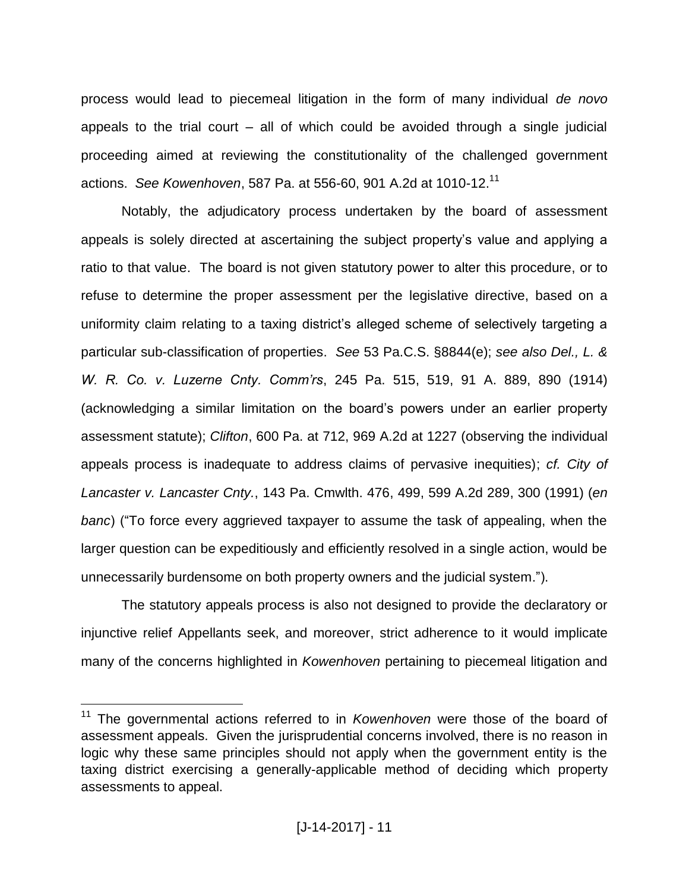process would lead to piecemeal litigation in the form of many individual *de novo* appeals to the trial court – all of which could be avoided through a single judicial proceeding aimed at reviewing the constitutionality of the challenged government actions. *See Kowenhoven*, 587 Pa. at 556-60, 901 A.2d at 1010-12.[11]

Notably, the adjudicatory process undertaken by the board of assessment appeals is solely directed at ascertaining the subject property's value and applying a ratio to that value. The board is not given statutory power to alter this procedure, or to refuse to determine the proper assessment per the legislative directive, based on a uniformity claim relating to a taxing district's alleged scheme of selectively targeting a particular sub-classification of properties. *See* 53 Pa.C.S. §8844(e); *see also Del., L. & W. R. Co. v. Luzerne Cnty. Comm'rs*, 245 Pa. 515, 519, 91 A. 889, 890 (1914) (acknowledging a similar limitation on the board's powers under an earlier property assessment statute); *Clifton*, 600 Pa. at 712, 969 A.2d at 1227 (observing the individual appeals process is inadequate to address claims of pervasive inequities); *cf. City of Lancaster v. Lancaster Cnty.*, 143 Pa. Cmwlth. 476, 499, 599 A.2d 289, 300 (1991) (*en banc*) ("To force every aggrieved taxpayer to assume the task of appealing, when the larger question can be expeditiously and efficiently resolved in a single action, would be unnecessarily burdensome on both property owners and the judicial system.").

The statutory appeals process is also not designed to provide the declaratory or injunctive relief Appellants seek, and moreover, strict adherence to it would implicate many of the concerns highlighted in *Kowenhoven* pertaining to piecemeal litigation and

---

[11] The governmental actions referred to in *Kowenhoven* were those of the board of assessment appeals. Given the jurisprudential concerns involved, there is no reason in logic why these same principles should not apply when the government entity is the taxing district exercising a generally-applicable method of deciding which property assessments to appeal.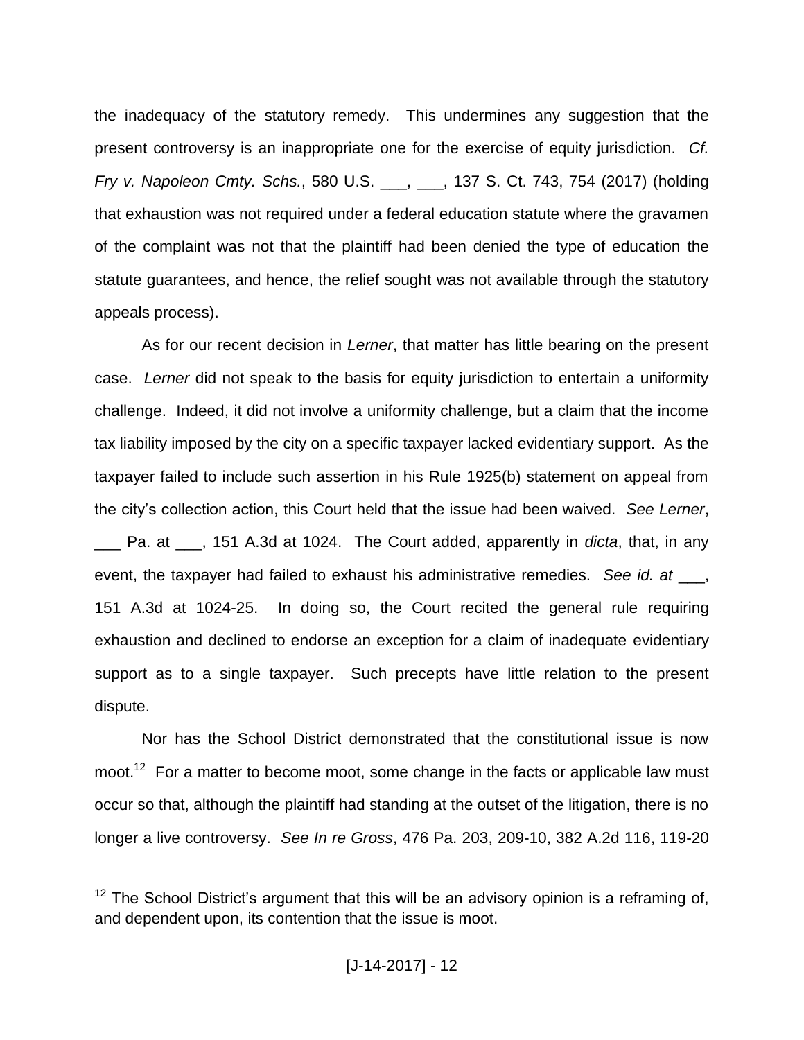the inadequacy of the statutory remedy. This undermines any suggestion that the present controversy is an inappropriate one for the exercise of equity jurisdiction. *Cf. Fry v. Napoleon Cmty. Schs.*, 580 U.S. ___, ___, 137 S. Ct. 743, 754 (2017) (holding that exhaustion was not required under a federal education statute where the gravamen of the complaint was not that the plaintiff had been denied the type of education the statute guarantees, and hence, the relief sought was not available through the statutory appeals process).

As for our recent decision in *Lerner*, that matter has little bearing on the present case. *Lerner* did not speak to the basis for equity jurisdiction to entertain a uniformity challenge. Indeed, it did not involve a uniformity challenge, but a claim that the income tax liability imposed by the city on a specific taxpayer lacked evidentiary support. As the taxpayer failed to include such assertion in his Rule 1925(b) statement on appeal from the city's collection action, this Court held that the issue had been waived. *See Lerner*, ___ Pa. at ___, 151 A.3d at 1024. The Court added, apparently in *dicta*, that, in any event, the taxpayer had failed to exhaust his administrative remedies. *See id. at* ___, 151 A.3d at 1024-25. In doing so, the Court recited the general rule requiring exhaustion and declined to endorse an exception for a claim of inadequate evidentiary support as to a single taxpayer. Such precepts have little relation to the present dispute.

Nor has the School District demonstrated that the constitutional issue is now moot.[12] For a matter to become moot, some change in the facts or applicable law must occur so that, although the plaintiff had standing at the outset of the litigation, there is no longer a live controversy. *See In re Gross*, 476 Pa. 203, 209-10, 382 A.2d 116, 119-20

[12] The School District's argument that this will be an advisory opinion is a reframing of, and dependent upon, its contention that the issue is moot.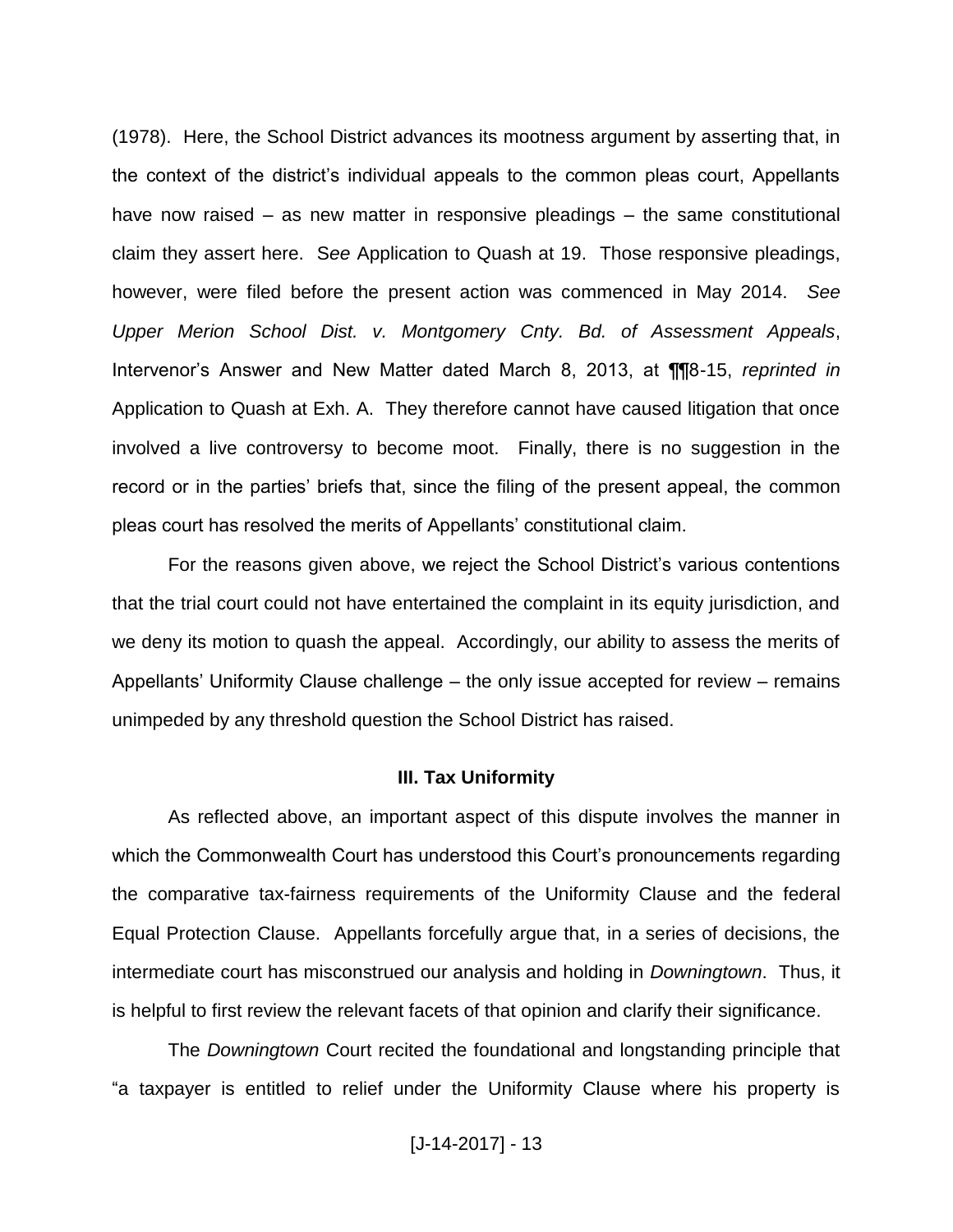(1978). Here, the School District advances its mootness argument by asserting that, in the context of the district's individual appeals to the common pleas court, Appellants have now raised – as new matter in responsive pleadings – the same constitutional claim they assert here. *See* Application to Quash at 19. Those responsive pleadings, however, were filed before the present action was commenced in May 2014. *See Upper Merion School Dist. v. Montgomery Cnty. Bd. of Assessment Appeals*, Intervenor's Answer and New Matter dated March 8, 2013, at ¶¶8-15, *reprinted in* Application to Quash at Exh. A. They therefore cannot have caused litigation that once involved a live controversy to become moot. Finally, there is no suggestion in the record or in the parties' briefs that, since the filing of the present appeal, the common pleas court has resolved the merits of Appellants' constitutional claim.

For the reasons given above, we reject the School District's various contentions that the trial court could not have entertained the complaint in its equity jurisdiction, and we deny its motion to quash the appeal. Accordingly, our ability to assess the merits of Appellants' Uniformity Clause challenge – the only issue accepted for review – remains unimpeded by any threshold question the School District has raised.

### III. Tax Uniformity

As reflected above, an important aspect of this dispute involves the manner in which the Commonwealth Court has understood this Court's pronouncements regarding the comparative tax-fairness requirements of the Uniformity Clause and the federal Equal Protection Clause. Appellants forcefully argue that, in a series of decisions, the intermediate court has misconstrued our analysis and holding in *Downingtown*. Thus, it is helpful to first review the relevant facets of that opinion and clarify their significance.

The *Downingtown* Court recited the foundational and longstanding principle that "a taxpayer is entitled to relief under the Uniformity Clause where his property is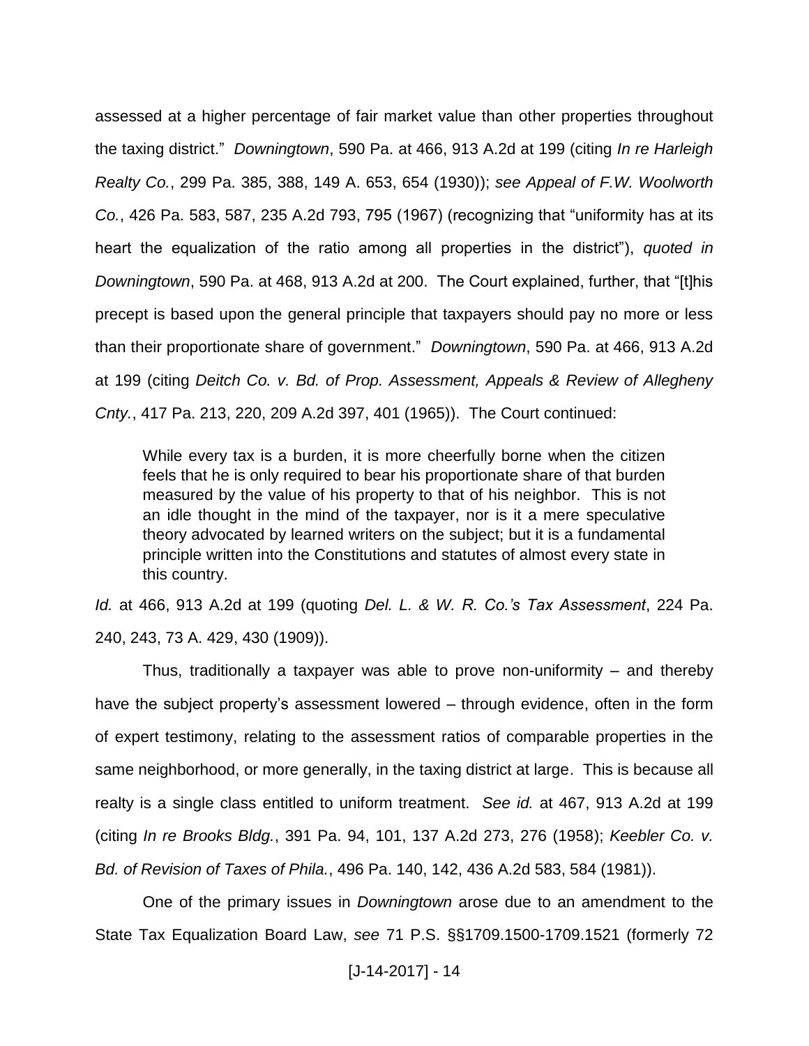assessed at a higher percentage of fair market value than other properties throughout the taxing district." *Downingtown*, 590 Pa. at 466, 913 A.2d at 199 (citing *In re Harleigh Realty Co.*, 299 Pa. 385, 388, 149 A. 653, 654 (1930)); *see Appeal of F.W. Woolworth Co.*, 426 Pa. 583, 587, 235 A.2d 793, 795 (1967) (recognizing that "uniformity has at its heart the equalization of the ratio among all properties in the district"), *quoted in Downingtown*, 590 Pa. at 468, 913 A.2d at 200. The Court explained, further, that "[t]his precept is based upon the general principle that taxpayers should pay no more or less than their proportionate share of government." *Downingtown*, 590 Pa. at 466, 913 A.2d at 199 (citing *Deitch Co. v. Bd. of Prop. Assessment, Appeals & Review of Allegheny Cnty.*, 417 Pa. 213, 220, 209 A.2d 397, 401 (1965)). The Court continued:

> While every tax is a burden, it is more cheerfully borne when the citizen feels that he is only required to bear his proportionate share of that burden measured by the value of his property to that of his neighbor. This is not an idle thought in the mind of the taxpayer, nor is it a mere speculative theory advocated by learned writers on the subject; but it is a fundamental principle written into the Constitutions and statutes of almost every state in this country.

*Id.* at 466, 913 A.2d at 199 (quoting *Del. L. & W. R. Co.'s Tax Assessment*, 224 Pa. 240, 243, 73 A. 429, 430 (1909)).

Thus, traditionally a taxpayer was able to prove non-uniformity – and thereby have the subject property's assessment lowered – through evidence, often in the form of expert testimony, relating to the assessment ratios of comparable properties in the same neighborhood, or more generally, in the taxing district at large. This is because all realty is a single class entitled to uniform treatment. *See id.* at 467, 913 A.2d at 199 (citing *In re Brooks Bldg.*, 391 Pa. 94, 101, 137 A.2d 273, 276 (1958); *Keebler Co. v. Bd. of Revision of Taxes of Phila.*, 496 Pa. 140, 142, 436 A.2d 583, 584 (1981)).

One of the primary issues in *Downingtown* arose due to an amendment to the State Tax Equalization Board Law, *see* 71 P.S. §§1709.1500-1709.1521 (formerly 72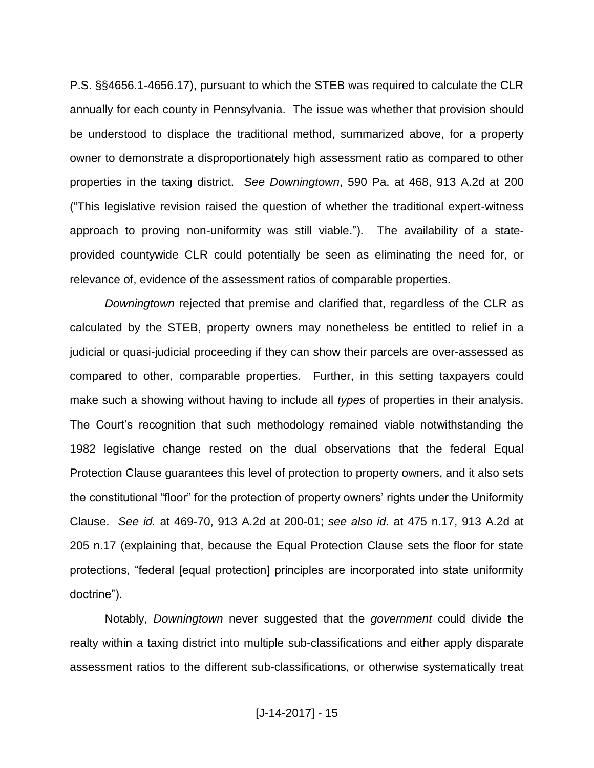P.S. §§4656.1-4656.17), pursuant to which the STEB was required to calculate the CLR annually for each county in Pennsylvania. The issue was whether that provision should be understood to displace the traditional method, summarized above, for a property owner to demonstrate a disproportionately high assessment ratio as compared to other properties in the taxing district. *See Downingtown*, 590 Pa. at 468, 913 A.2d at 200 ("This legislative revision raised the question of whether the traditional expert-witness approach to proving non-uniformity was still viable."). The availability of a state-provided countywide CLR could potentially be seen as eliminating the need for, or relevance of, evidence of the assessment ratios of comparable properties.

*Downingtown* rejected that premise and clarified that, regardless of the CLR as calculated by the STEB, property owners may nonetheless be entitled to relief in a judicial or quasi-judicial proceeding if they can show their parcels are over-assessed as compared to other, comparable properties. Further, in this setting taxpayers could make such a showing without having to include all *types* of properties in their analysis. The Court's recognition that such methodology remained viable notwithstanding the 1982 legislative change rested on the dual observations that the federal Equal Protection Clause guarantees this level of protection to property owners, and it also sets the constitutional "floor" for the protection of property owners' rights under the Uniformity Clause. *See id.* at 469-70, 913 A.2d at 200-01; *see also id.* at 475 n.17, 913 A.2d at 205 n.17 (explaining that, because the Equal Protection Clause sets the floor for state protections, "federal [equal protection] principles are incorporated into state uniformity doctrine").

Notably, *Downingtown* never suggested that the *government* could divide the realty within a taxing district into multiple sub-classifications and either apply disparate assessment ratios to the different sub-classifications, or otherwise systematically treat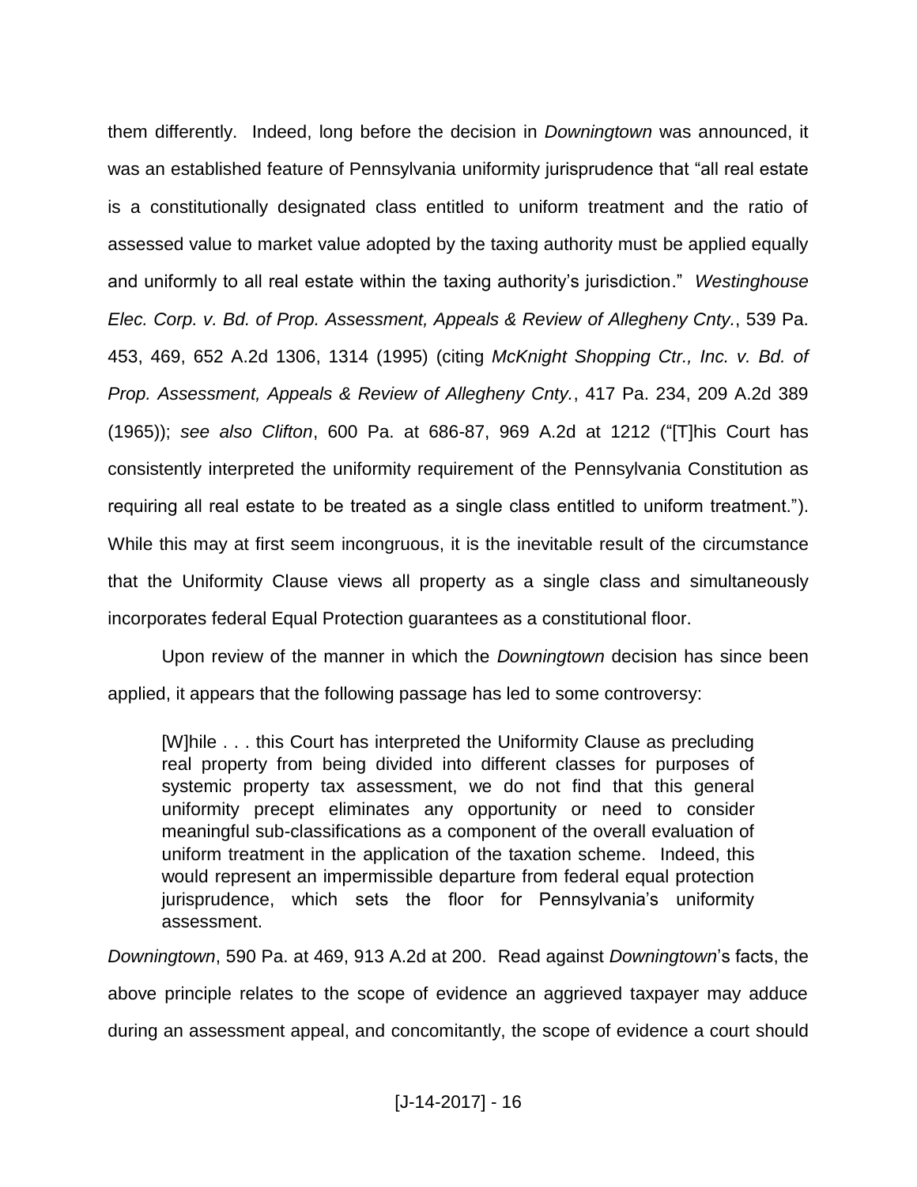them differently. Indeed, long before the decision in *Downingtown* was announced, it was an established feature of Pennsylvania uniformity jurisprudence that "all real estate is a constitutionally designated class entitled to uniform treatment and the ratio of assessed value to market value adopted by the taxing authority must be applied equally and uniformly to all real estate within the taxing authority's jurisdiction." *Westinghouse Elec. Corp. v. Bd. of Prop. Assessment, Appeals & Review of Allegheny Cnty.*, 539 Pa. 453, 469, 652 A.2d 1306, 1314 (1995) (citing *McKnight Shopping Ctr., Inc. v. Bd. of Prop. Assessment, Appeals & Review of Allegheny Cnty.*, 417 Pa. 234, 209 A.2d 389 (1965)); *see also Clifton*, 600 Pa. at 686-87, 969 A.2d at 1212 ("[T]his Court has consistently interpreted the uniformity requirement of the Pennsylvania Constitution as requiring all real estate to be treated as a single class entitled to uniform treatment."). While this may at first seem incongruous, it is the inevitable result of the circumstance that the Uniformity Clause views all property as a single class and simultaneously incorporates federal Equal Protection guarantees as a constitutional floor.

Upon review of the manner in which the *Downingtown* decision has since been applied, it appears that the following passage has led to some controversy:

> [W]hile . . . this Court has interpreted the Uniformity Clause as precluding real property from being divided into different classes for purposes of systemic property tax assessment, we do not find that this general uniformity precept eliminates any opportunity or need to consider meaningful sub-classifications as a component of the overall evaluation of uniform treatment in the application of the taxation scheme. Indeed, this would represent an impermissible departure from federal equal protection jurisprudence, which sets the floor for Pennsylvania's uniformity assessment.

*Downingtown*, 590 Pa. at 469, 913 A.2d at 200. Read against *Downingtown*'s facts, the above principle relates to the scope of evidence an aggrieved taxpayer may adduce during an assessment appeal, and concomitantly, the scope of evidence a court should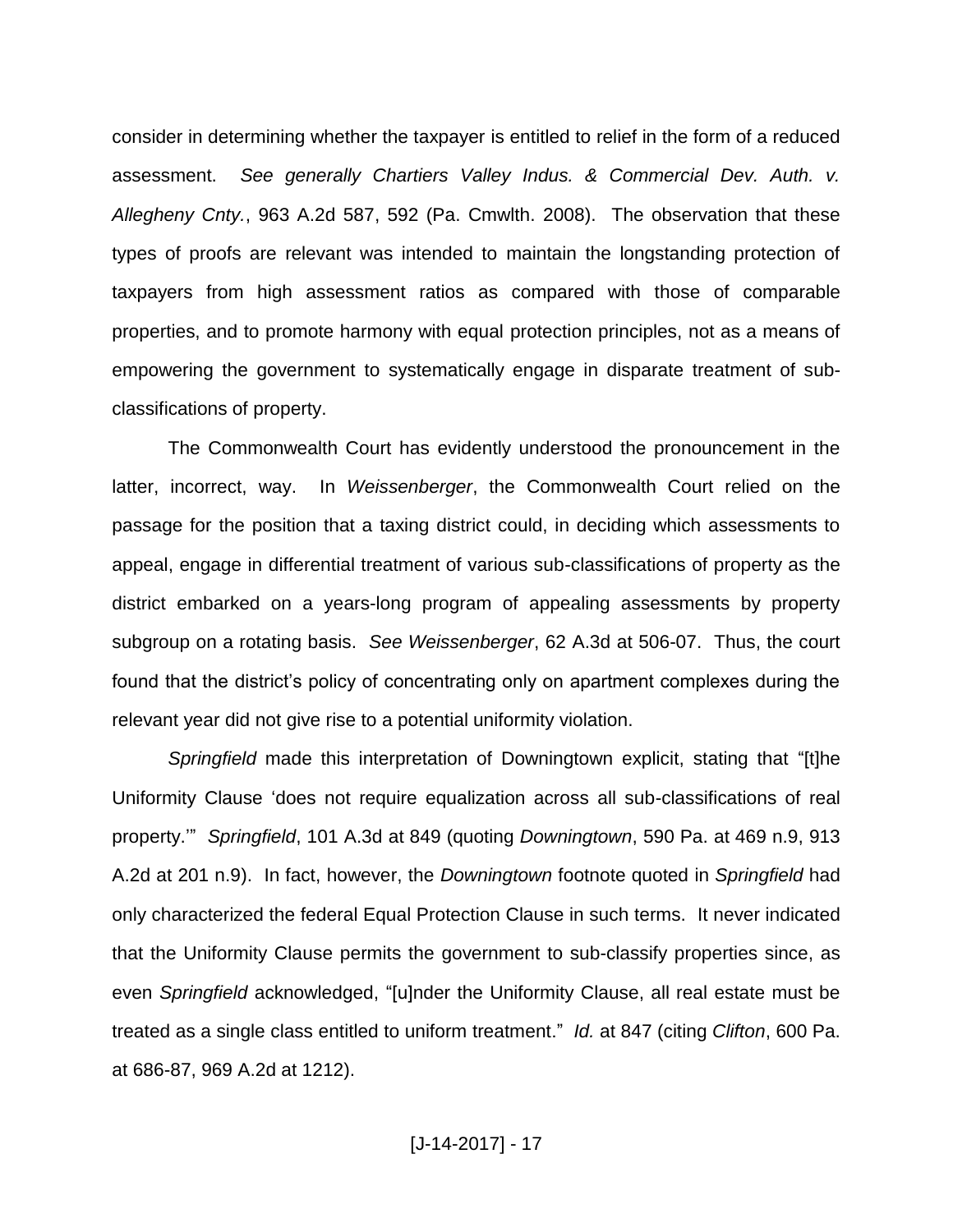consider in determining whether the taxpayer is entitled to relief in the form of a reduced assessment. *See generally Chartiers Valley Indus. & Commercial Dev. Auth. v. Allegheny Cnty.*, 963 A.2d 587, 592 (Pa. Cmwlth. 2008). The observation that these types of proofs are relevant was intended to maintain the longstanding protection of taxpayers from high assessment ratios as compared with those of comparable properties, and to promote harmony with equal protection principles, not as a means of empowering the government to systematically engage in disparate treatment of sub-classifications of property.

The Commonwealth Court has evidently understood the pronouncement in the latter, incorrect, way. In *Weissenberger*, the Commonwealth Court relied on the passage for the position that a taxing district could, in deciding which assessments to appeal, engage in differential treatment of various sub-classifications of property as the district embarked on a years-long program of appealing assessments by property subgroup on a rotating basis. *See Weissenberger*, 62 A.3d at 506-07. Thus, the court found that the district's policy of concentrating only on apartment complexes during the relevant year did not give rise to a potential uniformity violation.

*Springfield* made this interpretation of Downingtown explicit, stating that "[t]he Uniformity Clause 'does not require equalization across all sub-classifications of real property.'" *Springfield*, 101 A.3d at 849 (quoting *Downingtown*, 590 Pa. at 469 n.9, 913 A.2d at 201 n.9). In fact, however, the *Downingtown* footnote quoted in *Springfield* had only characterized the federal Equal Protection Clause in such terms. It never indicated that the Uniformity Clause permits the government to sub-classify properties since, as even *Springfield* acknowledged, "[u]nder the Uniformity Clause, all real estate must be treated as a single class entitled to uniform treatment." *Id.* at 847 (citing *Clifton*, 600 Pa. at 686-87, 969 A.2d at 1212).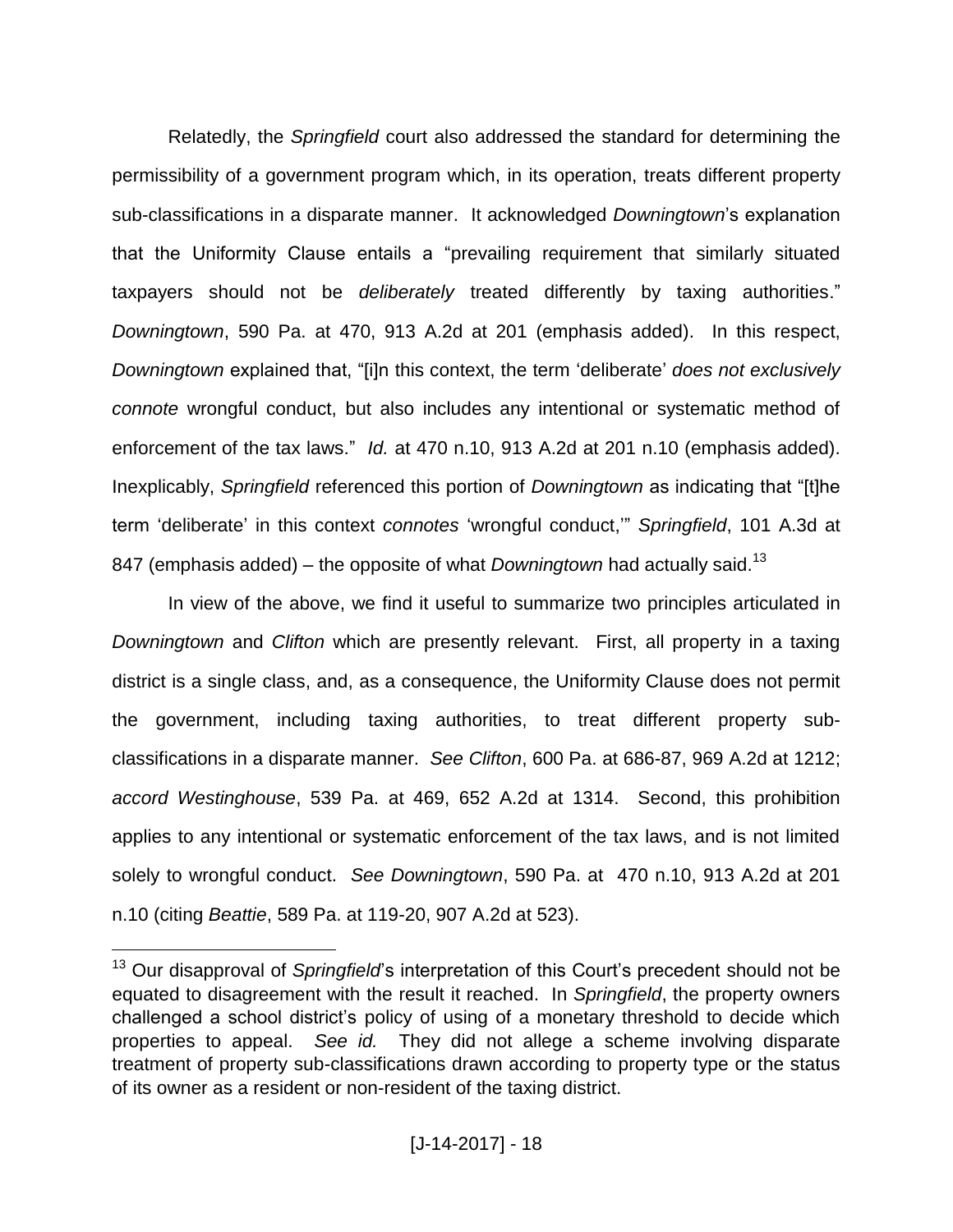Relatedly, the *Springfield* court also addressed the standard for determining the permissibility of a government program which, in its operation, treats different property sub-classifications in a disparate manner. It acknowledged *Downingtown*'s explanation that the Uniformity Clause entails a "prevailing requirement that similarly situated taxpayers should not be *deliberately* treated differently by taxing authorities." *Downingtown*, 590 Pa. at 470, 913 A.2d at 201 (emphasis added). In this respect, *Downingtown* explained that, "[i]n this context, the term 'deliberate' *does not exclusively connote* wrongful conduct, but also includes any intentional or systematic method of enforcement of the tax laws." *Id.* at 470 n.10, 913 A.2d at 201 n.10 (emphasis added). Inexplicably, *Springfield* referenced this portion of *Downingtown* as indicating that "[t]he term 'deliberate' in this context *connotes* 'wrongful conduct,'" *Springfield*, 101 A.3d at 847 (emphasis added) – the opposite of what *Downingtown* had actually said.[13]

In view of the above, we find it useful to summarize two principles articulated in *Downingtown* and *Clifton* which are presently relevant. First, all property in a taxing district is a single class, and, as a consequence, the Uniformity Clause does not permit the government, including taxing authorities, to treat different property sub-classifications in a disparate manner. *See Clifton*, 600 Pa. at 686-87, 969 A.2d at 1212; *accord Westinghouse*, 539 Pa. at 469, 652 A.2d at 1314. Second, this prohibition applies to any intentional or systematic enforcement of the tax laws, and is not limited solely to wrongful conduct. *See Downingtown*, 590 Pa. at 470 n.10, 913 A.2d at 201 n.10 (citing *Beattie*, 589 Pa. at 119-20, 907 A.2d at 523).

---

[13] Our disapproval of *Springfield*'s interpretation of this Court's precedent should not be equated to disagreement with the result it reached. In *Springfield*, the property owners challenged a school district's policy of using of a monetary threshold to decide which properties to appeal. *See id.* They did not allege a scheme involving disparate treatment of property sub-classifications drawn according to property type or the status of its owner as a resident or non-resident of the taxing district.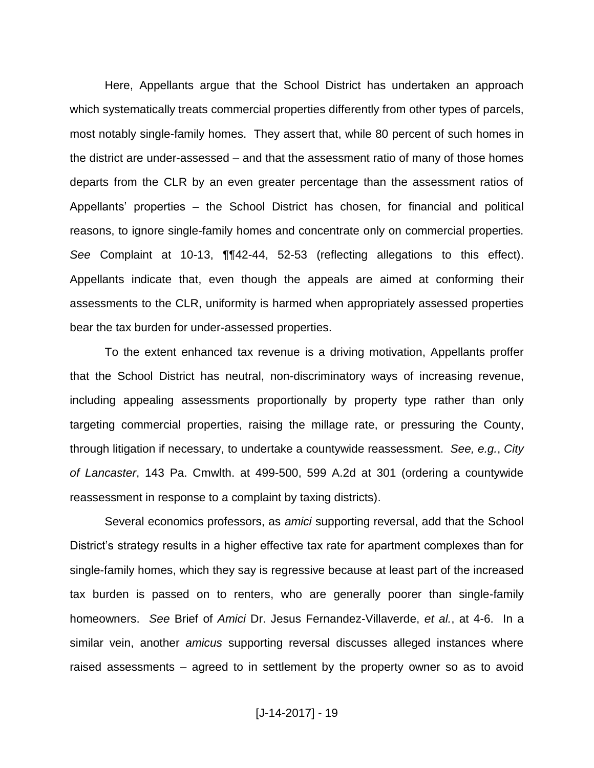Here, Appellants argue that the School District has undertaken an approach which systematically treats commercial properties differently from other types of parcels, most notably single-family homes. They assert that, while 80 percent of such homes in the district are under-assessed – and that the assessment ratio of many of those homes departs from the CLR by an even greater percentage than the assessment ratios of Appellants' properties – the School District has chosen, for financial and political reasons, to ignore single-family homes and concentrate only on commercial properties. *See* Complaint at 10-13, ¶¶42-44, 52-53 (reflecting allegations to this effect). Appellants indicate that, even though the appeals are aimed at conforming their assessments to the CLR, uniformity is harmed when appropriately assessed properties bear the tax burden for under-assessed properties.

To the extent enhanced tax revenue is a driving motivation, Appellants proffer that the School District has neutral, non-discriminatory ways of increasing revenue, including appealing assessments proportionally by property type rather than only targeting commercial properties, raising the millage rate, or pressuring the County, through litigation if necessary, to undertake a countywide reassessment. *See, e.g.*, *City of Lancaster*, 143 Pa. Cmwlth. at 499-500, 599 A.2d at 301 (ordering a countywide reassessment in response to a complaint by taxing districts).

Several economics professors, as *amici* supporting reversal, add that the School District's strategy results in a higher effective tax rate for apartment complexes than for single-family homes, which they say is regressive because at least part of the increased tax burden is passed on to renters, who are generally poorer than single-family homeowners. *See* Brief of *Amici* Dr. Jesus Fernandez-Villaverde, *et al.*, at 4-6. In a similar vein, another *amicus* supporting reversal discusses alleged instances where raised assessments – agreed to in settlement by the property owner so as to avoid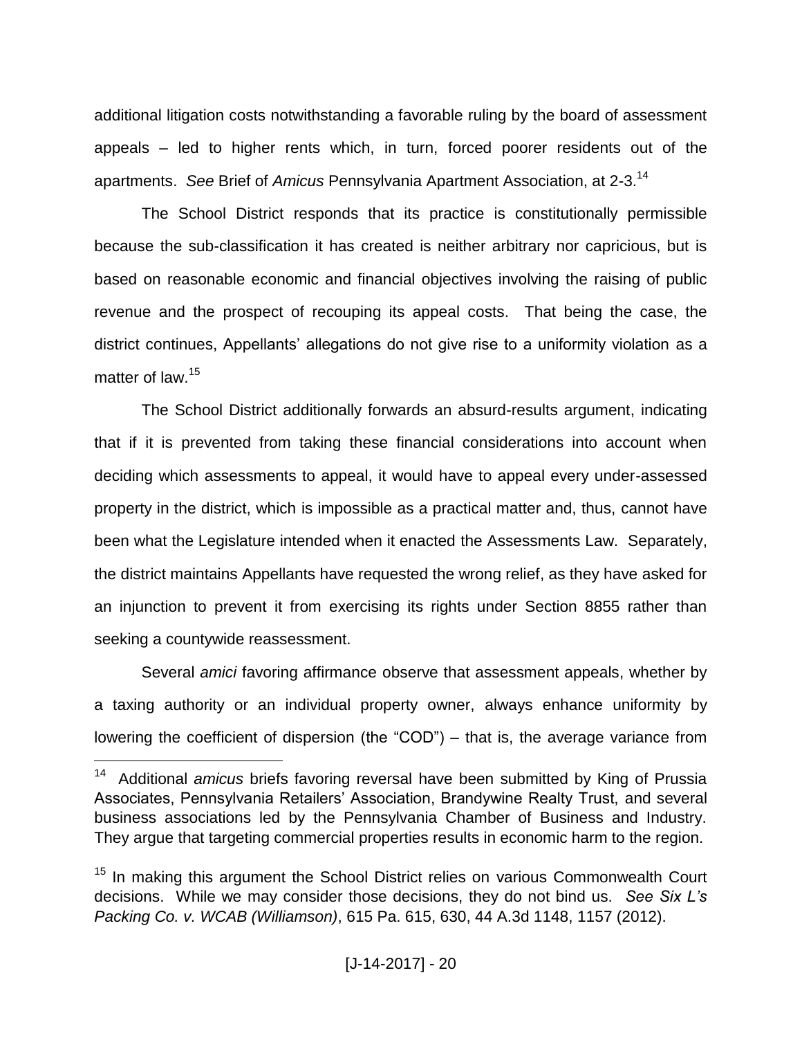additional litigation costs notwithstanding a favorable ruling by the board of assessment appeals – led to higher rents which, in turn, forced poorer residents out of the apartments. *See* Brief of *Amicus* Pennsylvania Apartment Association, at 2-3.[14]

The School District responds that its practice is constitutionally permissible because the sub-classification it has created is neither arbitrary nor capricious, but is based on reasonable economic and financial objectives involving the raising of public revenue and the prospect of recouping its appeal costs. That being the case, the district continues, Appellants' allegations do not give rise to a uniformity violation as a matter of law.[15]

The School District additionally forwards an absurd-results argument, indicating that if it is prevented from taking these financial considerations into account when deciding which assessments to appeal, it would have to appeal every under-assessed property in the district, which is impossible as a practical matter and, thus, cannot have been what the Legislature intended when it enacted the Assessments Law. Separately, the district maintains Appellants have requested the wrong relief, as they have asked for an injunction to prevent it from exercising its rights under Section 8855 rather than seeking a countywide reassessment.

Several *amici* favoring affirmance observe that assessment appeals, whether by a taxing authority or an individual property owner, always enhance uniformity by lowering the coefficient of dispersion (the "COD") – that is, the average variance from

---

[14] Additional *amicus* briefs favoring reversal have been submitted by King of Prussia Associates, Pennsylvania Retailers' Association, Brandywine Realty Trust, and several business associations led by the Pennsylvania Chamber of Business and Industry. They argue that targeting commercial properties results in economic harm to the region.

[15] In making this argument the School District relies on various Commonwealth Court decisions. While we may consider those decisions, they do not bind us. *See Six L's Packing Co. v. WCAB (Williamson)*, 615 Pa. 615, 630, 44 A.3d 1148, 1157 (2012).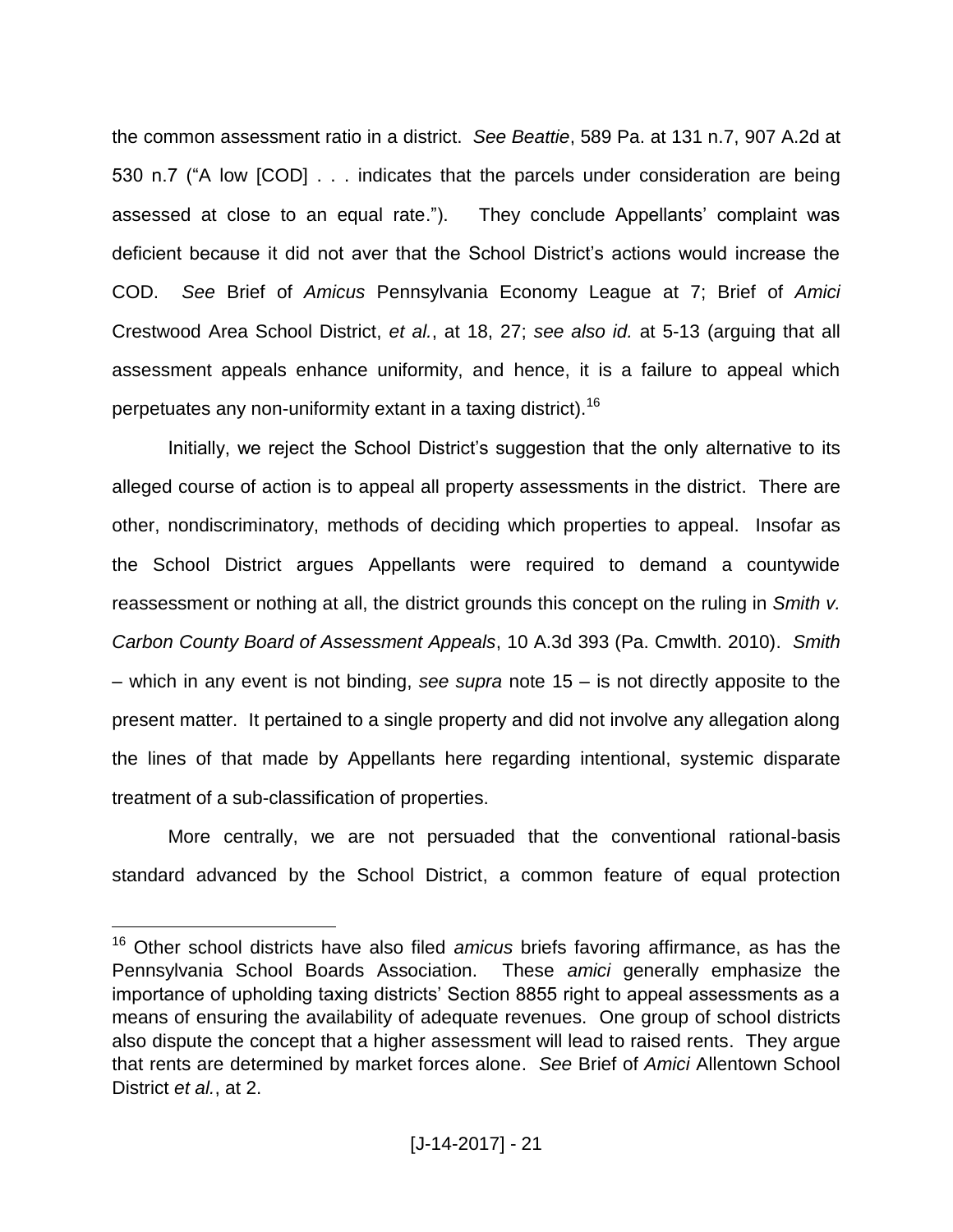the common assessment ratio in a district. *See Beattie*, 589 Pa. at 131 n.7, 907 A.2d at 530 n.7 ("A low [COD] . . . indicates that the parcels under consideration are being assessed at close to an equal rate."). They conclude Appellants' complaint was deficient because it did not aver that the School District's actions would increase the COD. *See* Brief of *Amicus* Pennsylvania Economy League at 7; Brief of *Amici* Crestwood Area School District, *et al.*, at 18, 27; *see also id.* at 5-13 (arguing that all assessment appeals enhance uniformity, and hence, it is a failure to appeal which perpetuates any non-uniformity extant in a taxing district).[16]

Initially, we reject the School District's suggestion that the only alternative to its alleged course of action is to appeal all property assessments in the district. There are other, nondiscriminatory, methods of deciding which properties to appeal. Insofar as the School District argues Appellants were required to demand a countywide reassessment or nothing at all, the district grounds this concept on the ruling in *Smith v. Carbon County Board of Assessment Appeals*, 10 A.3d 393 (Pa. Cmwlth. 2010). *Smith* – which in any event is not binding, *see supra* note 15 – is not directly apposite to the present matter. It pertained to a single property and did not involve any allegation along the lines of that made by Appellants here regarding intentional, systemic disparate treatment of a sub-classification of properties.

More centrally, we are not persuaded that the conventional rational-basis standard advanced by the School District, a common feature of equal protection

---

[16] Other school districts have also filed *amicus* briefs favoring affirmance, as has the Pennsylvania School Boards Association. These *amici* generally emphasize the importance of upholding taxing districts' Section 8855 right to appeal assessments as a means of ensuring the availability of adequate revenues. One group of school districts also dispute the concept that a higher assessment will lead to raised rents. They argue that rents are determined by market forces alone. *See* Brief of *Amici* Allentown School District *et al.*, at 2.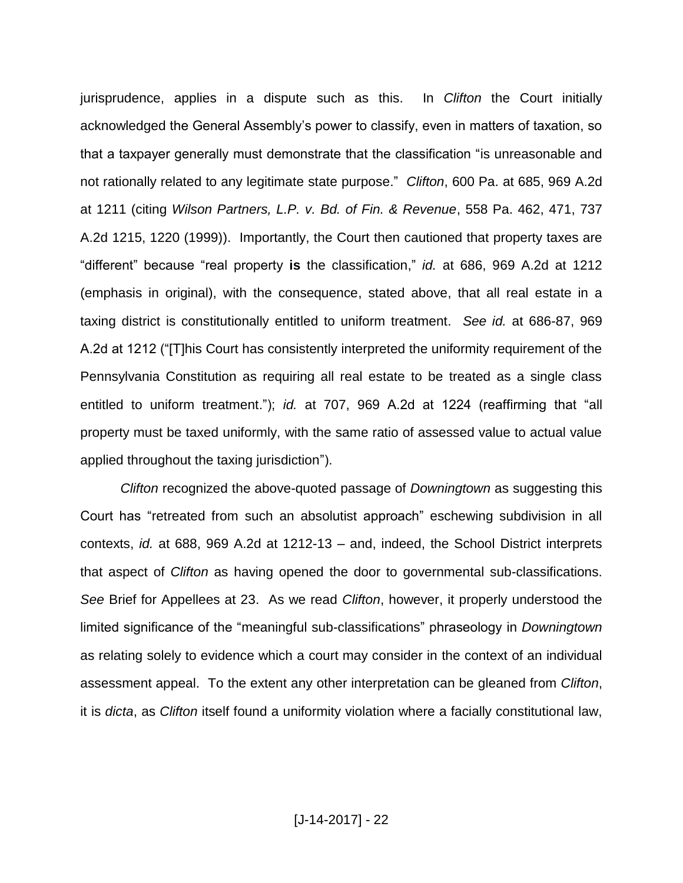jurisprudence, applies in a dispute such as this. In *Clifton* the Court initially acknowledged the General Assembly's power to classify, even in matters of taxation, so that a taxpayer generally must demonstrate that the classification "is unreasonable and not rationally related to any legitimate state purpose." *Clifton*, 600 Pa. at 685, 969 A.2d at 1211 (citing *Wilson Partners, L.P. v. Bd. of Fin. & Revenue*, 558 Pa. 462, 471, 737 A.2d 1215, 1220 (1999)). Importantly, the Court then cautioned that property taxes are "different" because "real property **is** the classification," *id.* at 686, 969 A.2d at 1212 (emphasis in original), with the consequence, stated above, that all real estate in a taxing district is constitutionally entitled to uniform treatment. *See id.* at 686-87, 969 A.2d at 1212 ("[T]his Court has consistently interpreted the uniformity requirement of the Pennsylvania Constitution as requiring all real estate to be treated as a single class entitled to uniform treatment."); *id.* at 707, 969 A.2d at 1224 (reaffirming that "all property must be taxed uniformly, with the same ratio of assessed value to actual value applied throughout the taxing jurisdiction").

*Clifton* recognized the above-quoted passage of *Downingtown* as suggesting this Court has "retreated from such an absolutist approach" eschewing subdivision in all contexts, *id.* at 688, 969 A.2d at 1212-13 – and, indeed, the School District interprets that aspect of *Clifton* as having opened the door to governmental sub-classifications. *See* Brief for Appellees at 23. As we read *Clifton*, however, it properly understood the limited significance of the "meaningful sub-classifications" phraseology in *Downingtown* as relating solely to evidence which a court may consider in the context of an individual assessment appeal. To the extent any other interpretation can be gleaned from *Clifton*, it is *dicta*, as *Clifton* itself found a uniformity violation where a facially constitutional law,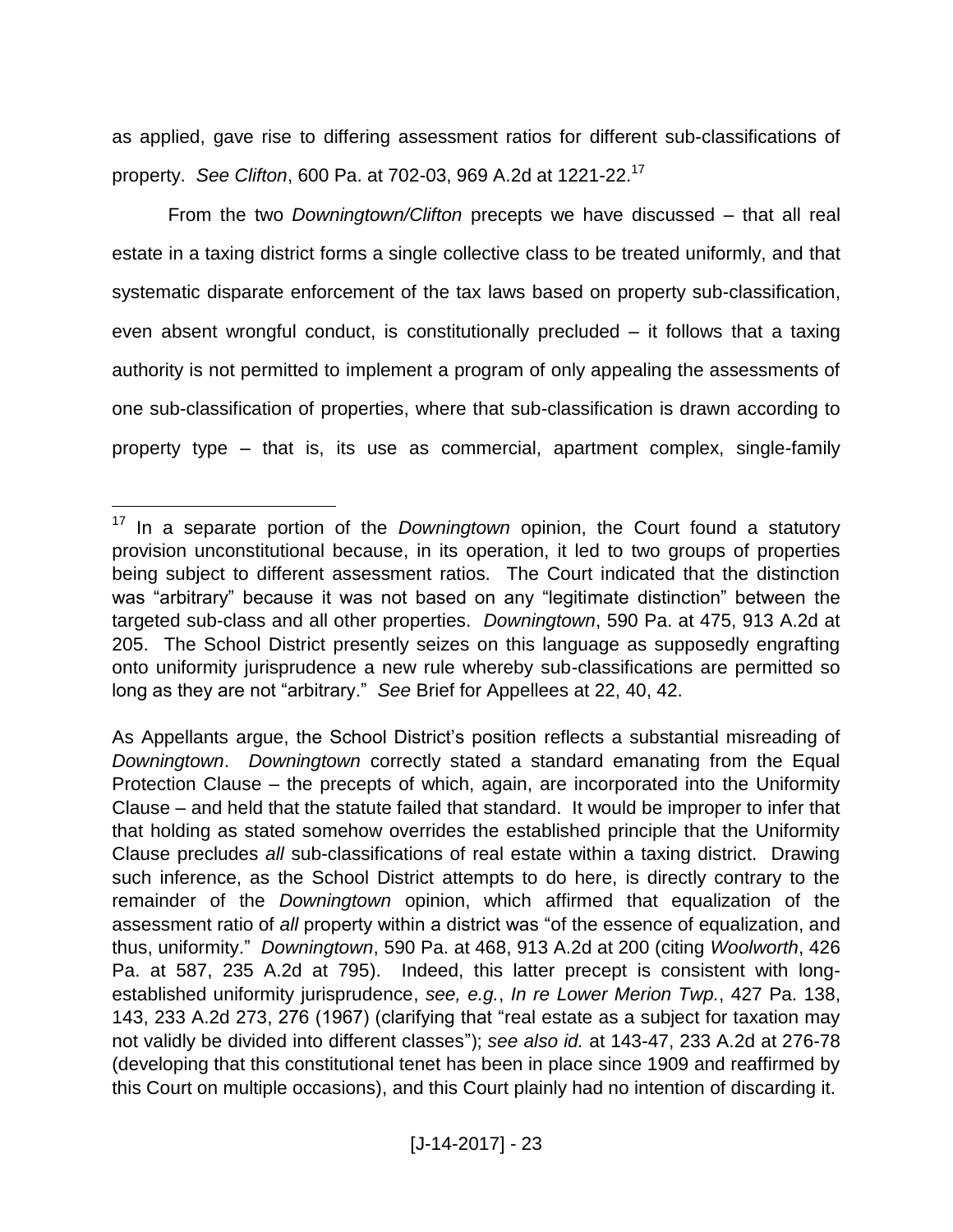as applied, gave rise to differing assessment ratios for different sub-classifications of property. *See Clifton*, 600 Pa. at 702-03, 969 A.2d at 1221-22.[17]

From the two *Downingtown/Clifton* precepts we have discussed – that all real estate in a taxing district forms a single collective class to be treated uniformly, and that systematic disparate enforcement of the tax laws based on property sub-classification, even absent wrongful conduct, is constitutionally precluded – it follows that a taxing authority is not permitted to implement a program of only appealing the assessments of one sub-classification of properties, where that sub-classification is drawn according to property type – that is, its use as commercial, apartment complex, single-family

---

[17] In a separate portion of the *Downingtown* opinion, the Court found a statutory provision unconstitutional because, in its operation, it led to two groups of properties being subject to different assessment ratios. The Court indicated that the distinction was "arbitrary" because it was not based on any "legitimate distinction" between the targeted sub-class and all other properties. *Downingtown*, 590 Pa. at 475, 913 A.2d at 205. The School District presently seizes on this language as supposedly engrafting onto uniformity jurisprudence a new rule whereby sub-classifications are permitted so long as they are not "arbitrary." *See* Brief for Appellees at 22, 40, 42.

As Appellants argue, the School District's position reflects a substantial misreading of *Downingtown*. *Downingtown* correctly stated a standard emanating from the Equal Protection Clause – the precepts of which, again, are incorporated into the Uniformity Clause – and held that the statute failed that standard. It would be improper to infer that that holding as stated somehow overrides the established principle that the Uniformity Clause precludes *all* sub-classifications of real estate within a taxing district. Drawing such inference, as the School District attempts to do here, is directly contrary to the remainder of the *Downingtown* opinion, which affirmed that equalization of the assessment ratio of *all* property within a district was "of the essence of equalization, and thus, uniformity." *Downingtown*, 590 Pa. at 468, 913 A.2d at 200 (citing *Woolworth*, 426 Pa. at 587, 235 A.2d at 795). Indeed, this latter precept is consistent with long-established uniformity jurisprudence, *see, e.g.*, *In re Lower Merion Twp.*, 427 Pa. 138, 143, 233 A.2d 273, 276 (1967) (clarifying that "real estate as a subject for taxation may not validly be divided into different classes"); *see also id.* at 143-47, 233 A.2d at 276-78 (developing that this constitutional tenet has been in place since 1909 and reaffirmed by this Court on multiple occasions), and this Court plainly had no intention of discarding it.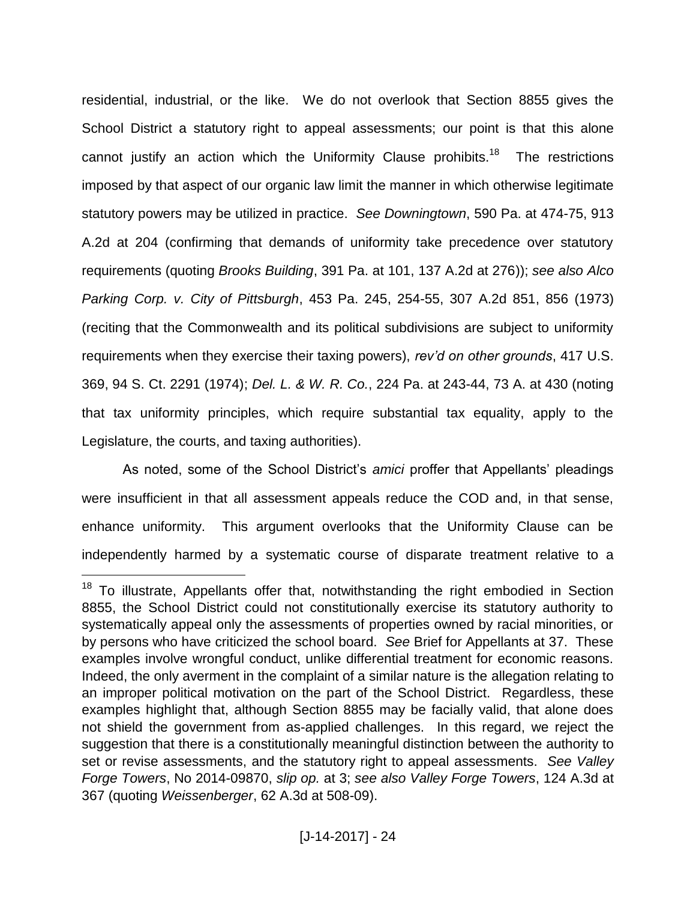residential, industrial, or the like. We do not overlook that Section 8855 gives the School District a statutory right to appeal assessments; our point is that this alone cannot justify an action which the Uniformity Clause prohibits.[18] The restrictions imposed by that aspect of our organic law limit the manner in which otherwise legitimate statutory powers may be utilized in practice. *See Downingtown*, 590 Pa. at 474-75, 913 A.2d at 204 (confirming that demands of uniformity take precedence over statutory requirements (quoting *Brooks Building*, 391 Pa. at 101, 137 A.2d at 276)); *see also Alco Parking Corp. v. City of Pittsburgh*, 453 Pa. 245, 254-55, 307 A.2d 851, 856 (1973) (reciting that the Commonwealth and its political subdivisions are subject to uniformity requirements when they exercise their taxing powers), *rev'd on other grounds*, 417 U.S. 369, 94 S. Ct. 2291 (1974); *Del. L. & W. R. Co.*, 224 Pa. at 243-44, 73 A. at 430 (noting that tax uniformity principles, which require substantial tax equality, apply to the Legislature, the courts, and taxing authorities).

As noted, some of the School District's *amici* proffer that Appellants' pleadings were insufficient in that all assessment appeals reduce the COD and, in that sense, enhance uniformity. This argument overlooks that the Uniformity Clause can be independently harmed by a systematic course of disparate treatment relative to a

[18] To illustrate, Appellants offer that, notwithstanding the right embodied in Section 8855, the School District could not constitutionally exercise its statutory authority to systematically appeal only the assessments of properties owned by racial minorities, or by persons who have criticized the school board. *See* Brief for Appellants at 37. These examples involve wrongful conduct, unlike differential treatment for economic reasons. Indeed, the only averment in the complaint of a similar nature is the allegation relating to an improper political motivation on the part of the School District. Regardless, these examples highlight that, although Section 8855 may be facially valid, that alone does not shield the government from as-applied challenges. In this regard, we reject the suggestion that there is a constitutionally meaningful distinction between the authority to set or revise assessments, and the statutory right to appeal assessments. *See Valley Forge Towers*, No 2014-09870, *slip op.* at 3; *see also Valley Forge Towers*, 124 A.3d at 367 (quoting *Weissenberger*, 62 A.3d at 508-09).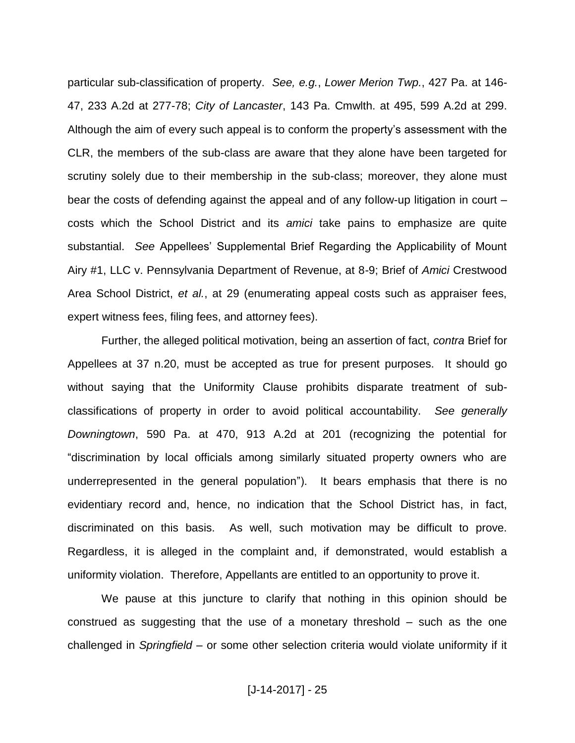particular sub-classification of property. *See, e.g.*, *Lower Merion Twp.*, 427 Pa. at 146-47, 233 A.2d at 277-78; *City of Lancaster*, 143 Pa. Cmwlth. at 495, 599 A.2d at 299. Although the aim of every such appeal is to conform the property's assessment with the CLR, the members of the sub-class are aware that they alone have been targeted for scrutiny solely due to their membership in the sub-class; moreover, they alone must bear the costs of defending against the appeal and of any follow-up litigation in court – costs which the School District and its *amici* take pains to emphasize are quite substantial. *See* Appellees' Supplemental Brief Regarding the Applicability of Mount Airy #1, LLC v. Pennsylvania Department of Revenue, at 8-9; Brief of *Amici* Crestwood Area School District, *et al.*, at 29 (enumerating appeal costs such as appraiser fees, expert witness fees, filing fees, and attorney fees).

Further, the alleged political motivation, being an assertion of fact, *contra* Brief for Appellees at 37 n.20, must be accepted as true for present purposes. It should go without saying that the Uniformity Clause prohibits disparate treatment of sub-classifications of property in order to avoid political accountability. *See generally Downingtown*, 590 Pa. at 470, 913 A.2d at 201 (recognizing the potential for "discrimination by local officials among similarly situated property owners who are underrepresented in the general population"). It bears emphasis that there is no evidentiary record and, hence, no indication that the School District has, in fact, discriminated on this basis. As well, such motivation may be difficult to prove. Regardless, it is alleged in the complaint and, if demonstrated, would establish a uniformity violation. Therefore, Appellants are entitled to an opportunity to prove it.

We pause at this juncture to clarify that nothing in this opinion should be construed as suggesting that the use of a monetary threshold – such as the one challenged in *Springfield* – or some other selection criteria would violate uniformity if it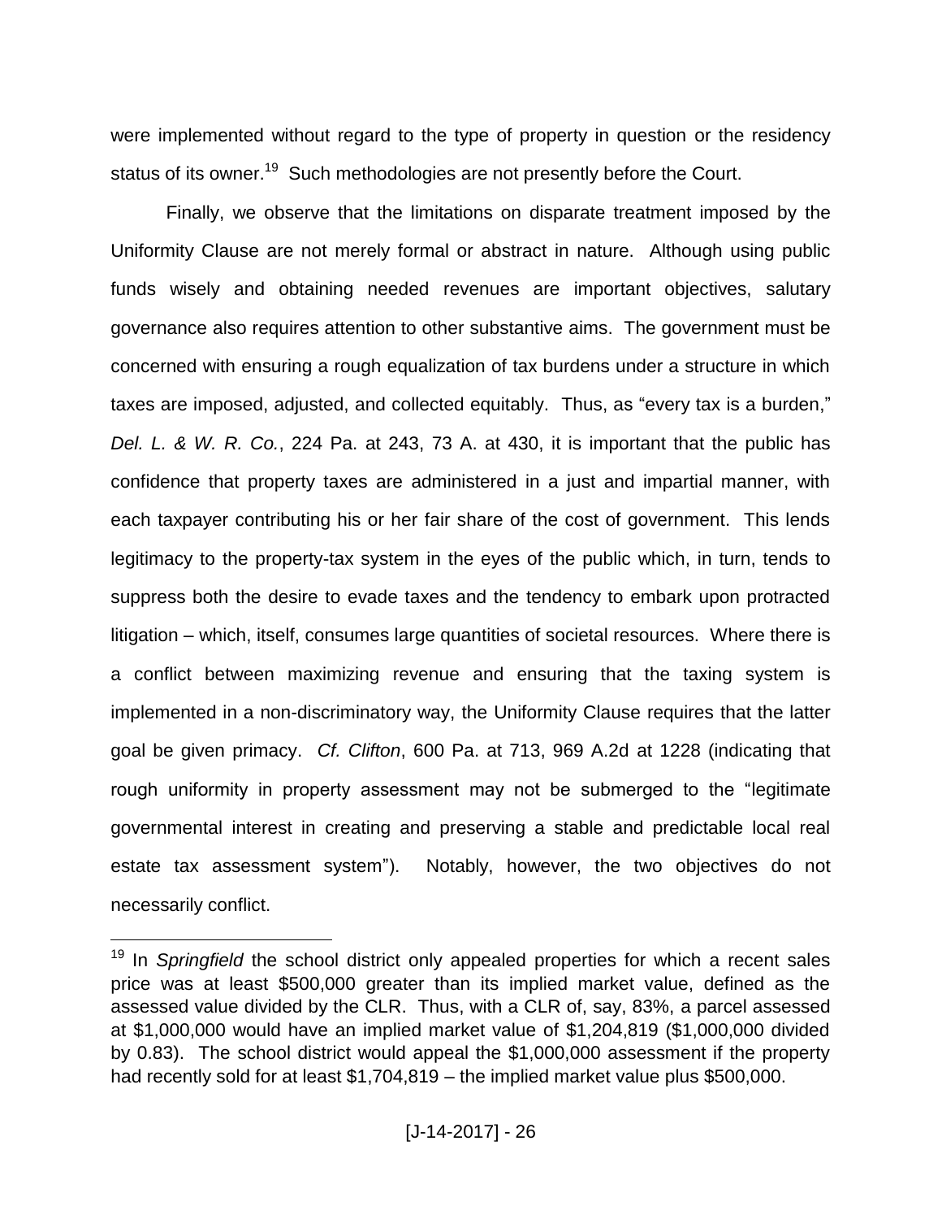were implemented without regard to the type of property in question or the residency status of its owner.[19] Such methodologies are not presently before the Court.

Finally, we observe that the limitations on disparate treatment imposed by the Uniformity Clause are not merely formal or abstract in nature. Although using public funds wisely and obtaining needed revenues are important objectives, salutary governance also requires attention to other substantive aims. The government must be concerned with ensuring a rough equalization of tax burdens under a structure in which taxes are imposed, adjusted, and collected equitably. Thus, as "every tax is a burden," *Del. L. & W. R. Co.*, 224 Pa. at 243, 73 A. at 430, it is important that the public has confidence that property taxes are administered in a just and impartial manner, with each taxpayer contributing his or her fair share of the cost of government. This lends legitimacy to the property-tax system in the eyes of the public which, in turn, tends to suppress both the desire to evade taxes and the tendency to embark upon protracted litigation – which, itself, consumes large quantities of societal resources. Where there is a conflict between maximizing revenue and ensuring that the taxing system is implemented in a non-discriminatory way, the Uniformity Clause requires that the latter goal be given primacy. *Cf. Clifton*, 600 Pa. at 713, 969 A.2d at 1228 (indicating that rough uniformity in property assessment may not be submerged to the "legitimate governmental interest in creating and preserving a stable and predictable local real estate tax assessment system"). Notably, however, the two objectives do not necessarily conflict.

---

[19] In *Springfield* the school district only appealed properties for which a recent sales price was at least $500,000 greater than its implied market value, defined as the assessed value divided by the CLR. Thus, with a CLR of, say, 83%, a parcel assessed at $1,000,000 would have an implied market value of $1,204,819 ($1,000,000 divided by 0.83). The school district would appeal the $1,000,000 assessment if the property had recently sold for at least $1,704,819 – the implied market value plus $500,000.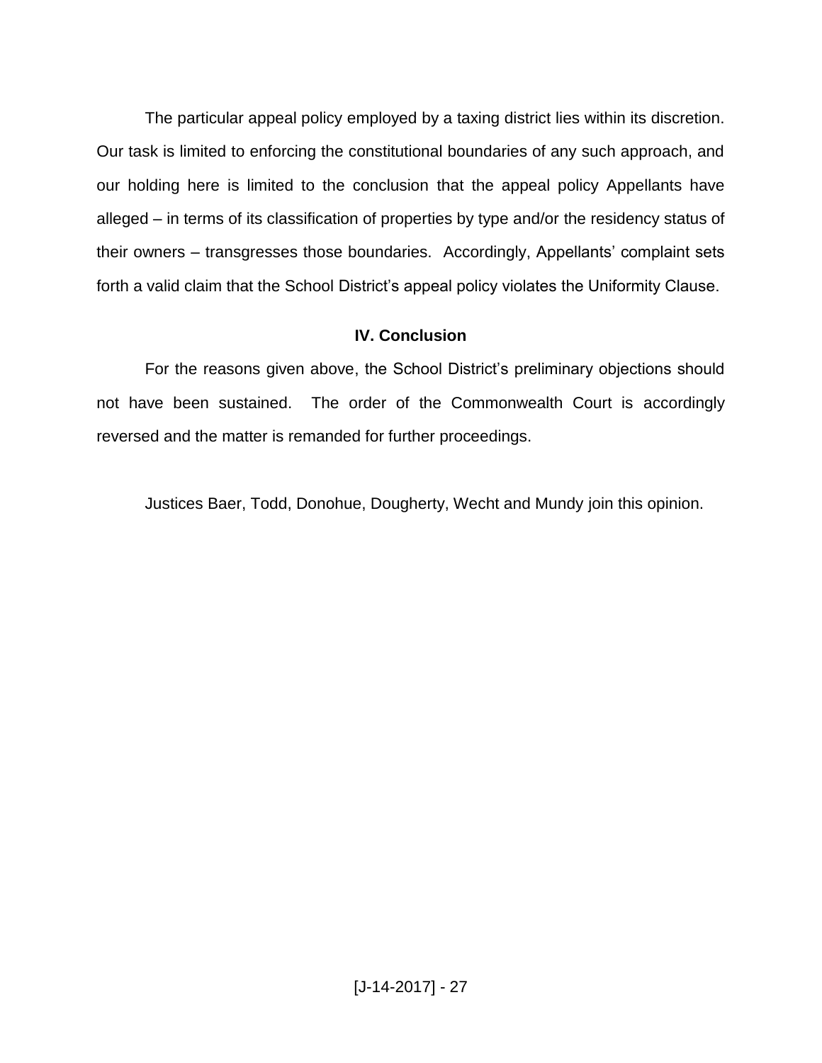The particular appeal policy employed by a taxing district lies within its discretion. Our task is limited to enforcing the constitutional boundaries of any such approach, and our holding here is limited to the conclusion that the appeal policy Appellants have alleged – in terms of its classification of properties by type and/or the residency status of their owners – transgresses those boundaries. Accordingly, Appellants' complaint sets forth a valid claim that the School District's appeal policy violates the Uniformity Clause.

## IV. Conclusion

For the reasons given above, the School District's preliminary objections should not have been sustained. The order of the Commonwealth Court is accordingly reversed and the matter is remanded for further proceedings.

Justices Baer, Todd, Donohue, Dougherty, Wecht and Mundy join this opinion.